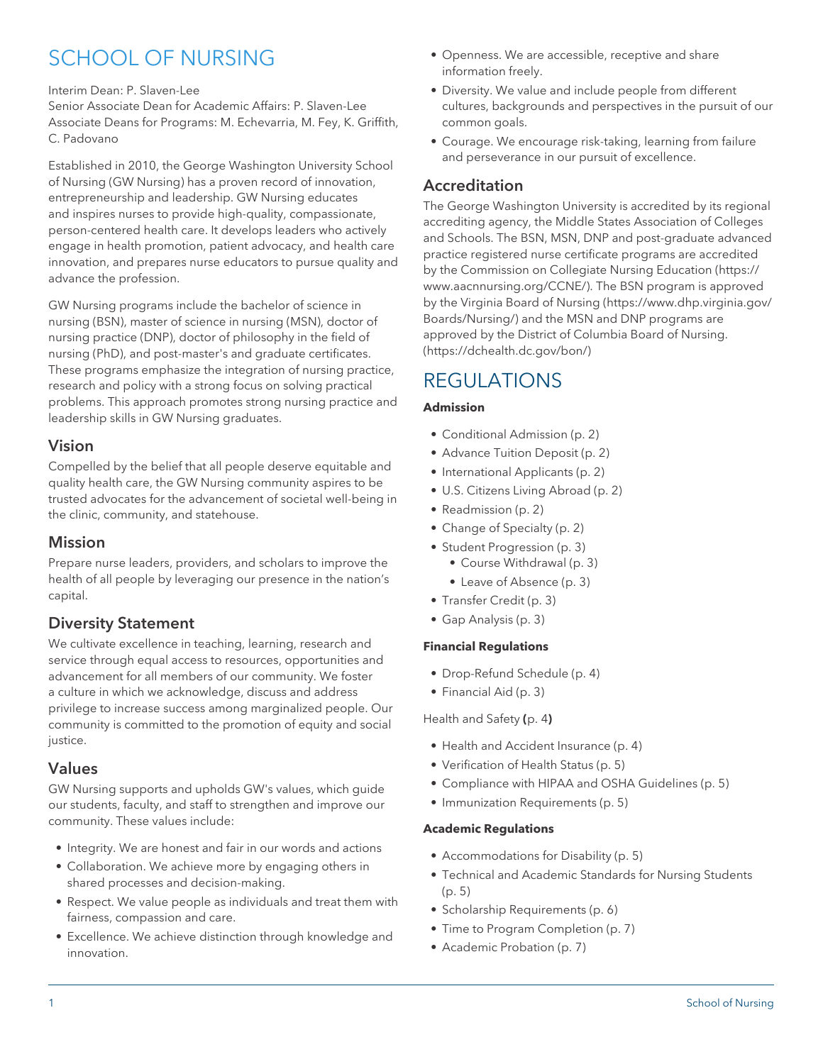# SCHOOL OF NURSING

Interim Dean: P. Slaven-Lee
Senior Associate Dean for Academic Affairs: P. Slaven-Lee
Associate Deans for Programs: M. Echevarria, M. Fey, K. Griffith, C. Padovano

Established in 2010, the George Washington University School of Nursing (GW Nursing) has a proven record of innovation, entrepreneurship and leadership. GW Nursing educates and inspires nurses to provide high-quality, compassionate, person-centered health care. It develops leaders who actively engage in health promotion, patient advocacy, and health care innovation, and prepares nurse educators to pursue quality and advance the profession.

GW Nursing programs include the bachelor of science in nursing (BSN), master of science in nursing (MSN), doctor of nursing practice (DNP), doctor of philosophy in the field of nursing (PhD), and post-master's and graduate certificates. These programs emphasize the integration of nursing practice, research and policy with a strong focus on solving practical problems. This approach promotes strong nursing practice and leadership skills in GW Nursing graduates.

## Vision

Compelled by the belief that all people deserve equitable and quality health care, the GW Nursing community aspires to be trusted advocates for the advancement of societal well-being in the clinic, community, and statehouse.

## Mission

Prepare nurse leaders, providers, and scholars to improve the health of all people by leveraging our presence in the nation's capital.

## Diversity Statement

We cultivate excellence in teaching, learning, research and service through equal access to resources, opportunities and advancement for all members of our community. We foster a culture in which we acknowledge, discuss and address privilege to increase success among marginalized people. Our community is committed to the promotion of equity and social justice.

## Values

GW Nursing supports and upholds GW's values, which guide our students, faculty, and staff to strengthen and improve our community. These values include:

- Integrity. We are honest and fair in our words and actions
- Collaboration. We achieve more by engaging others in shared processes and decision-making.
- Respect. We value people as individuals and treat them with fairness, compassion and care.
- Excellence. We achieve distinction through knowledge and innovation.
- Openness. We are accessible, receptive and share information freely.
- Diversity. We value and include people from different cultures, backgrounds and perspectives in the pursuit of our common goals.
- Courage. We encourage risk-taking, learning from failure and perseverance in our pursuit of excellence.

## Accreditation

The George Washington University is accredited by its regional accrediting agency, the Middle States Association of Colleges and Schools. The BSN, MSN, DNP and post-graduate advanced practice registered nurse certificate programs are accredited by the Commission on Collegiate Nursing Education (https://www.aacnnursing.org/CCNE/). The BSN program is approved by the Virginia Board of Nursing (https://www.dhp.virginia.gov/Boards/Nursing/) and the MSN and DNP programs are approved by the District of Columbia Board of Nursing. (https://dchealth.dc.gov/bon/)

# REGULATIONS

**Admission**

- Conditional Admission (p. 2)
- Advance Tuition Deposit (p. 2)
- International Applicants (p. 2)
- U.S. Citizens Living Abroad (p. 2)
- Readmission (p. 2)
- Change of Specialty (p. 2)
- Student Progression (p. 3)
  - Course Withdrawal (p. 3)
  - Leave of Absence (p. 3)
- Transfer Credit (p. 3)
- Gap Analysis (p. 3)

**Financial Regulations**

- Drop-Refund Schedule (p. 4)
- Financial Aid (p. 3)

Health and Safety **(**p. 4**)**

- Health and Accident Insurance (p. 4)
- Verification of Health Status (p. 5)
- Compliance with HIPAA and OSHA Guidelines (p. 5)
- Immunization Requirements (p. 5)

**Academic Regulations**

- Accommodations for Disability (p. 5)
- Technical and Academic Standards for Nursing Students (p. 5)
- Scholarship Requirements (p. 6)
- Time to Program Completion (p. 7)
- Academic Probation (p. 7)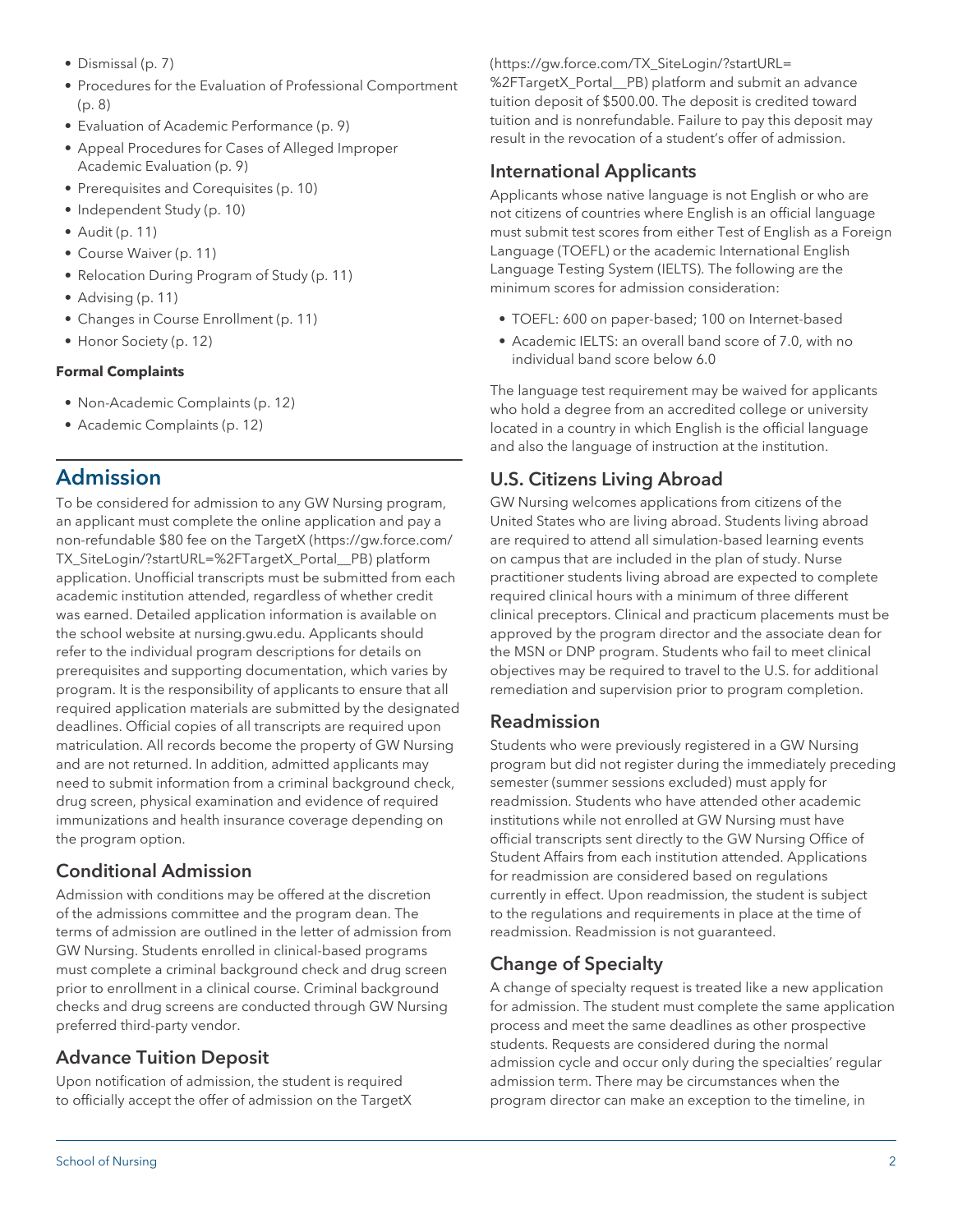- Dismissal (p. 7)
- Procedures for the Evaluation of Professional Comportment (p. 8)
- Evaluation of Academic Performance (p. 9)
- Appeal Procedures for Cases of Alleged Improper Academic Evaluation (p. 9)
- Prerequisites and Corequisites (p. 10)
- Independent Study (p. 10)
- Audit (p. 11)
- Course Waiver (p. 11)
- Relocation During Program of Study (p. 11)
- Advising (p. 11)
- Changes in Course Enrollment (p. 11)
- Honor Society (p. 12)

**Formal Complaints**

- Non-Academic Complaints (p. 12)
- Academic Complaints (p. 12)

## Admission

To be considered for admission to any GW Nursing program, an applicant must complete the online application and pay a non-refundable $80 fee on the TargetX (https://gw.force.com/TX_SiteLogin/?startURL=%2FTargetX_Portal__PB) platform application. Unofficial transcripts must be submitted from each academic institution attended, regardless of whether credit was earned. Detailed application information is available on the school website at nursing.gwu.edu. Applicants should refer to the individual program descriptions for details on prerequisites and supporting documentation, which varies by program. It is the responsibility of applicants to ensure that all required application materials are submitted by the designated deadlines. Official copies of all transcripts are required upon matriculation. All records become the property of GW Nursing and are not returned. In addition, admitted applicants may need to submit information from a criminal background check, drug screen, physical examination and evidence of required immunizations and health insurance coverage depending on the program option.

### Conditional Admission

Admission with conditions may be offered at the discretion of the admissions committee and the program dean. The terms of admission are outlined in the letter of admission from GW Nursing. Students enrolled in clinical-based programs must complete a criminal background check and drug screen prior to enrollment in a clinical course. Criminal background checks and drug screens are conducted through GW Nursing preferred third-party vendor.

### Advance Tuition Deposit

Upon notification of admission, the student is required to officially accept the offer of admission on the TargetX (https://gw.force.com/TX_SiteLogin/?startURL=%2FTargetX_Portal__PB) platform and submit an advance tuition deposit of $500.00. The deposit is credited toward tuition and is nonrefundable. Failure to pay this deposit may result in the revocation of a student's offer of admission.

### International Applicants

Applicants whose native language is not English or who are not citizens of countries where English is an official language must submit test scores from either Test of English as a Foreign Language (TOEFL) or the academic International English Language Testing System (IELTS). The following are the minimum scores for admission consideration:

- TOEFL: 600 on paper-based; 100 on Internet-based
- Academic IELTS: an overall band score of 7.0, with no individual band score below 6.0

The language test requirement may be waived for applicants who hold a degree from an accredited college or university located in a country in which English is the official language and also the language of instruction at the institution.

### U.S. Citizens Living Abroad

GW Nursing welcomes applications from citizens of the United States who are living abroad. Students living abroad are required to attend all simulation-based learning events on campus that are included in the plan of study. Nurse practitioner students living abroad are expected to complete required clinical hours with a minimum of three different clinical preceptors. Clinical and practicum placements must be approved by the program director and the associate dean for the MSN or DNP program. Students who fail to meet clinical objectives may be required to travel to the U.S. for additional remediation and supervision prior to program completion.

### Readmission

Students who were previously registered in a GW Nursing program but did not register during the immediately preceding semester (summer sessions excluded) must apply for readmission. Students who have attended other academic institutions while not enrolled at GW Nursing must have official transcripts sent directly to the GW Nursing Office of Student Affairs from each institution attended. Applications for readmission are considered based on regulations currently in effect. Upon readmission, the student is subject to the regulations and requirements in place at the time of readmission. Readmission is not guaranteed.

### Change of Specialty

A change of specialty request is treated like a new application for admission. The student must complete the same application process and meet the same deadlines as other prospective students. Requests are considered during the normal admission cycle and occur only during the specialties' regular admission term. There may be circumstances when the program director can make an exception to the timeline, in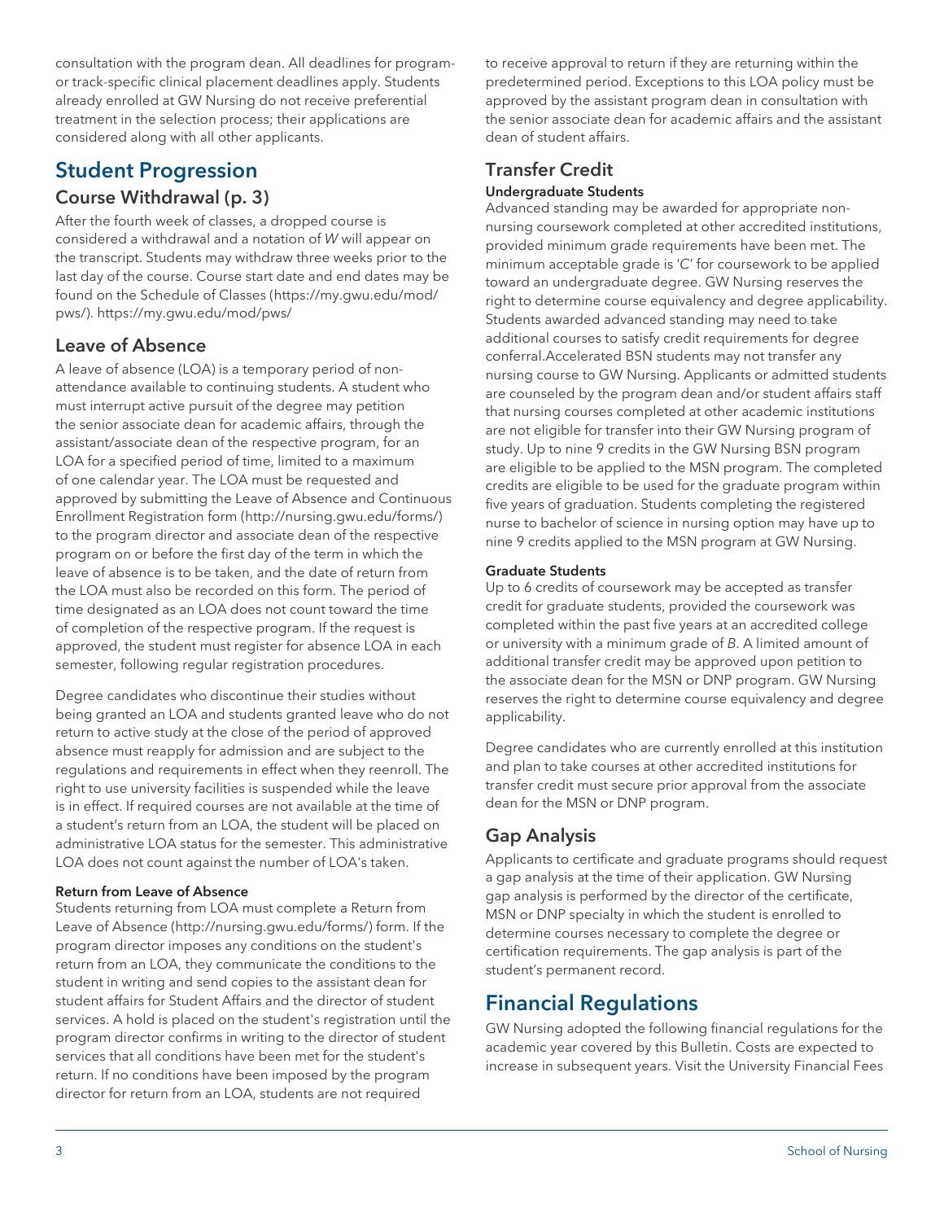consultation with the program dean. All deadlines for program- or track-specific clinical placement deadlines apply. Students already enrolled at GW Nursing do not receive preferential treatment in the selection process; their applications are considered along with all other applicants.

## Student Progression

### Course Withdrawal (p. 3)

After the fourth week of classes, a dropped course is considered a withdrawal and a notation of *W* will appear on the transcript. Students may withdraw three weeks prior to the last day of the course. Course start date and end dates may be found on the Schedule of Classes (https://my.gwu.edu/mod/pws/). https://my.gwu.edu/mod/pws/

### Leave of Absence

A leave of absence (LOA) is a temporary period of non-attendance available to continuing students. A student who must interrupt active pursuit of the degree may petition the senior associate dean for academic affairs, through the assistant/associate dean of the respective program, for an LOA for a specified period of time, limited to a maximum of one calendar year. The LOA must be requested and approved by submitting the Leave of Absence and Continuous Enrollment Registration form (http://nursing.gwu.edu/forms/) to the program director and associate dean of the respective program on or before the first day of the term in which the leave of absence is to be taken, and the date of return from the LOA must also be recorded on this form. The period of time designated as an LOA does not count toward the time of completion of the respective program. If the request is approved, the student must register for absence LOA in each semester, following regular registration procedures.

Degree candidates who discontinue their studies without being granted an LOA and students granted leave who do not return to active study at the close of the period of approved absence must reapply for admission and are subject to the regulations and requirements in effect when they reenroll. The right to use university facilities is suspended while the leave is in effect. If required courses are not available at the time of a student's return from an LOA, the student will be placed on administrative LOA status for the semester. This administrative LOA does not count against the number of LOA's taken.

#### Return from Leave of Absence

Students returning from LOA must complete a Return from Leave of Absence (http://nursing.gwu.edu/forms/) form. If the program director imposes any conditions on the student's return from an LOA, they communicate the conditions to the student in writing and send copies to the assistant dean for student affairs for Student Affairs and the director of student services. A hold is placed on the student's registration until the program director confirms in writing to the director of student services that all conditions have been met for the student's return. If no conditions have been imposed by the program director for return from an LOA, students are not required to receive approval to return if they are returning within the predetermined period. Exceptions to this LOA policy must be approved by the assistant program dean in consultation with the senior associate dean for academic affairs and the assistant dean of student affairs.

### Transfer Credit

#### Undergraduate Students

Advanced standing may be awarded for appropriate non-nursing coursework completed at other accredited institutions, provided minimum grade requirements have been met. The minimum acceptable grade is '*C*' for coursework to be applied toward an undergraduate degree. GW Nursing reserves the right to determine course equivalency and degree applicability. Students awarded advanced standing may need to take additional courses to satisfy credit requirements for degree conferral.Accelerated BSN students may not transfer any nursing course to GW Nursing. Applicants or admitted students are counseled by the program dean and/or student affairs staff that nursing courses completed at other academic institutions are not eligible for transfer into their GW Nursing program of study. Up to nine 9 credits in the GW Nursing BSN program are eligible to be applied to the MSN program. The completed credits are eligible to be used for the graduate program within five years of graduation. Students completing the registered nurse to bachelor of science in nursing option may have up to nine 9 credits applied to the MSN program at GW Nursing.

#### Graduate Students

Up to 6 credits of coursework may be accepted as transfer credit for graduate students, provided the coursework was completed within the past five years at an accredited college or university with a minimum grade of *B*. A limited amount of additional transfer credit may be approved upon petition to the associate dean for the MSN or DNP program. GW Nursing reserves the right to determine course equivalency and degree applicability.

Degree candidates who are currently enrolled at this institution and plan to take courses at other accredited institutions for transfer credit must secure prior approval from the associate dean for the MSN or DNP program.

### Gap Analysis

Applicants to certificate and graduate programs should request a gap analysis at the time of their application. GW Nursing gap analysis is performed by the director of the certificate, MSN or DNP specialty in which the student is enrolled to determine courses necessary to complete the degree or certification requirements. The gap analysis is part of the student's permanent record.

## Financial Regulations

GW Nursing adopted the following financial regulations for the academic year covered by this Bulletin. Costs are expected to increase in subsequent years. Visit the University Financial Fees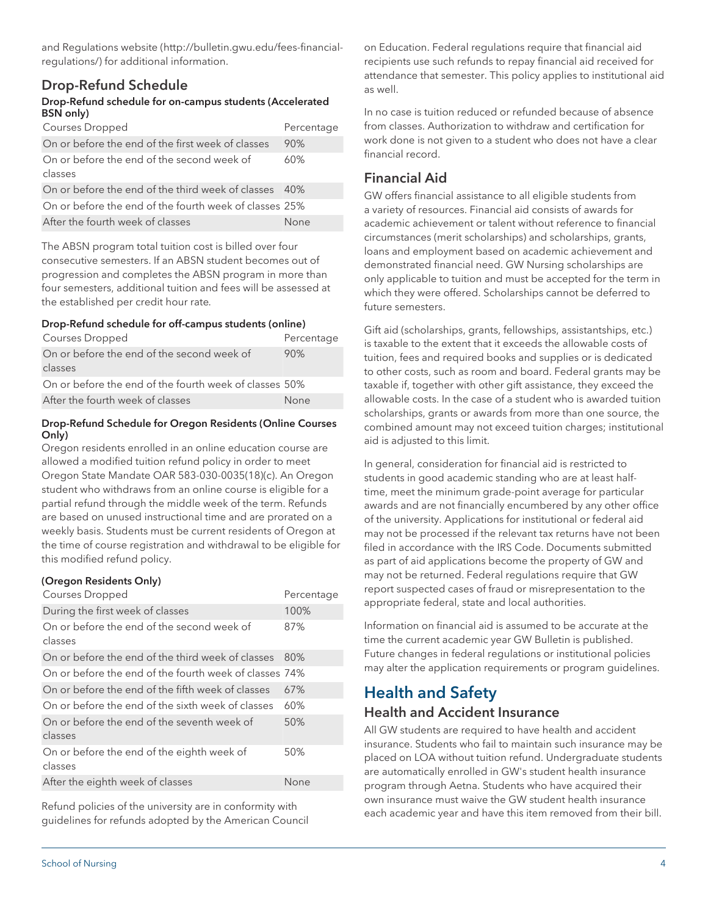and Regulations website (http://bulletin.gwu.edu/fees-financial-regulations/) for additional information.

## Drop-Refund Schedule

#### Drop-Refund schedule for on-campus students (Accelerated BSN only)

| Courses Dropped | Percentage |
| --- | --- |
| On or before the end of the first week of classes | 90% |
| On or before the end of the second week of classes | 60% |
| On or before the end of the third week of classes | 40% |
| On or before the end of the fourth week of classes | 25% |
| After the fourth week of classes | None |

The ABSN program total tuition cost is billed over four consecutive semesters. If an ABSN student becomes out of progression and completes the ABSN program in more than four semesters, additional tuition and fees will be assessed at the established per credit hour rate.

#### Drop-Refund schedule for off-campus students (online)

| Courses Dropped | Percentage |
| --- | --- |
| On or before the end of the second week of classes | 90% |
| On or before the end of the fourth week of classes | 50% |
| After the fourth week of classes | None |

#### Drop-Refund Schedule for Oregon Residents (Online Courses Only)

Oregon residents enrolled in an online education course are allowed a modified tuition refund policy in order to meet Oregon State Mandate OAR 583-030-0035(18)(c). An Oregon student who withdraws from an online course is eligible for a partial refund through the middle week of the term. Refunds are based on unused instructional time and are prorated on a weekly basis. Students must be current residents of Oregon at the time of course registration and withdrawal to be eligible for this modified refund policy.

#### (Oregon Residents Only)

| Courses Dropped | Percentage |
| --- | --- |
| During the first week of classes | 100% |
| On or before the end of the second week of classes | 87% |
| On or before the end of the third week of classes | 80% |
| On or before the end of the fourth week of classes | 74% |
| On or before the end of the fifth week of classes | 67% |
| On or before the end of the sixth week of classes | 60% |
| On or before the end of the seventh week of classes | 50% |
| On or before the end of the eighth week of classes | 50% |
| After the eighth week of classes | None |

Refund policies of the university are in conformity with guidelines for refunds adopted by the American Council on Education. Federal regulations require that financial aid recipients use such refunds to repay financial aid received for attendance that semester. This policy applies to institutional aid as well.

In no case is tuition reduced or refunded because of absence from classes. Authorization to withdraw and certification for work done is not given to a student who does not have a clear financial record.

## Financial Aid

GW offers financial assistance to all eligible students from a variety of resources. Financial aid consists of awards for academic achievement or talent without reference to financial circumstances (merit scholarships) and scholarships, grants, loans and employment based on academic achievement and demonstrated financial need. GW Nursing scholarships are only applicable to tuition and must be accepted for the term in which they were offered. Scholarships cannot be deferred to future semesters.

Gift aid (scholarships, grants, fellowships, assistantships, etc.) is taxable to the extent that it exceeds the allowable costs of tuition, fees and required books and supplies or is dedicated to other costs, such as room and board. Federal grants may be taxable if, together with other gift assistance, they exceed the allowable costs. In the case of a student who is awarded tuition scholarships, grants or awards from more than one source, the combined amount may not exceed tuition charges; institutional aid is adjusted to this limit.

In general, consideration for financial aid is restricted to students in good academic standing who are at least half-time, meet the minimum grade-point average for particular awards and are not financially encumbered by any other office of the university. Applications for institutional or federal aid may not be processed if the relevant tax returns have not been filed in accordance with the IRS Code. Documents submitted as part of aid applications become the property of GW and may not be returned. Federal regulations require that GW report suspected cases of fraud or misrepresentation to the appropriate federal, state and local authorities.

Information on financial aid is assumed to be accurate at the time the current academic year GW Bulletin is published. Future changes in federal regulations or institutional policies may alter the application requirements or program guidelines.

# Health and Safety

## Health and Accident Insurance

All GW students are required to have health and accident insurance. Students who fail to maintain such insurance may be placed on LOA without tuition refund. Undergraduate students are automatically enrolled in GW's student health insurance program through Aetna. Students who have acquired their own insurance must waive the GW student health insurance each academic year and have this item removed from their bill.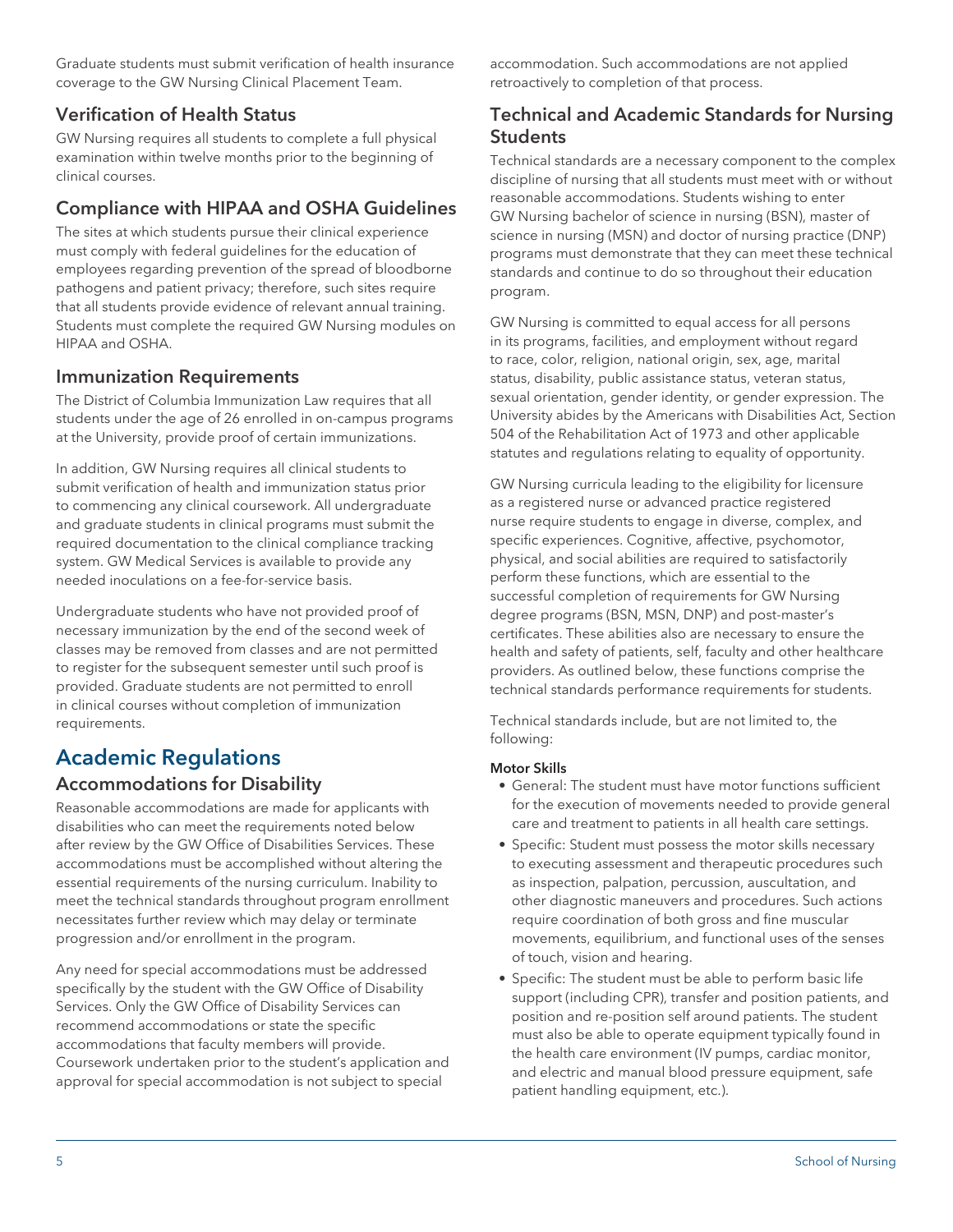Graduate students must submit verification of health insurance coverage to the GW Nursing Clinical Placement Team.

### Verification of Health Status

GW Nursing requires all students to complete a full physical examination within twelve months prior to the beginning of clinical courses.

### Compliance with HIPAA and OSHA Guidelines

The sites at which students pursue their clinical experience must comply with federal guidelines for the education of employees regarding prevention of the spread of bloodborne pathogens and patient privacy; therefore, such sites require that all students provide evidence of relevant annual training. Students must complete the required GW Nursing modules on HIPAA and OSHA.

### Immunization Requirements

The District of Columbia Immunization Law requires that all students under the age of 26 enrolled in on-campus programs at the University, provide proof of certain immunizations.

In addition, GW Nursing requires all clinical students to submit verification of health and immunization status prior to commencing any clinical coursework. All undergraduate and graduate students in clinical programs must submit the required documentation to the clinical compliance tracking system. GW Medical Services is available to provide any needed inoculations on a fee-for-service basis.

Undergraduate students who have not provided proof of necessary immunization by the end of the second week of classes may be removed from classes and are not permitted to register for the subsequent semester until such proof is provided. Graduate students are not permitted to enroll in clinical courses without completion of immunization requirements.

## Academic Regulations

### Accommodations for Disability

Reasonable accommodations are made for applicants with disabilities who can meet the requirements noted below after review by the GW Office of Disabilities Services. These accommodations must be accomplished without altering the essential requirements of the nursing curriculum. Inability to meet the technical standards throughout program enrollment necessitates further review which may delay or terminate progression and/or enrollment in the program.

Any need for special accommodations must be addressed specifically by the student with the GW Office of Disability Services. Only the GW Office of Disability Services can recommend accommodations or state the specific accommodations that faculty members will provide. Coursework undertaken prior to the student's application and approval for special accommodation is not subject to special accommodation. Such accommodations are not applied retroactively to completion of that process.

### Technical and Academic Standards for Nursing Students

Technical standards are a necessary component to the complex discipline of nursing that all students must meet with or without reasonable accommodations. Students wishing to enter GW Nursing bachelor of science in nursing (BSN), master of science in nursing (MSN) and doctor of nursing practice (DNP) programs must demonstrate that they can meet these technical standards and continue to do so throughout their education program.

GW Nursing is committed to equal access for all persons in its programs, facilities, and employment without regard to race, color, religion, national origin, sex, age, marital status, disability, public assistance status, veteran status, sexual orientation, gender identity, or gender expression. The University abides by the Americans with Disabilities Act, Section 504 of the Rehabilitation Act of 1973 and other applicable statutes and regulations relating to equality of opportunity.

GW Nursing curricula leading to the eligibility for licensure as a registered nurse or advanced practice registered nurse require students to engage in diverse, complex, and specific experiences. Cognitive, affective, psychomotor, physical, and social abilities are required to satisfactorily perform these functions, which are essential to the successful completion of requirements for GW Nursing degree programs (BSN, MSN, DNP) and post-master's certificates. These abilities also are necessary to ensure the health and safety of patients, self, faculty and other healthcare providers. As outlined below, these functions comprise the technical standards performance requirements for students.

Technical standards include, but are not limited to, the following:

**Motor Skills**

- General: The student must have motor functions sufficient for the execution of movements needed to provide general care and treatment to patients in all health care settings.
- Specific: Student must possess the motor skills necessary to executing assessment and therapeutic procedures such as inspection, palpation, percussion, auscultation, and other diagnostic maneuvers and procedures. Such actions require coordination of both gross and fine muscular movements, equilibrium, and functional uses of the senses of touch, vision and hearing.
- Specific: The student must be able to perform basic life support (including CPR), transfer and position patients, and position and re-position self around patients. The student must also be able to operate equipment typically found in the health care environment (IV pumps, cardiac monitor, and electric and manual blood pressure equipment, safe patient handling equipment, etc.).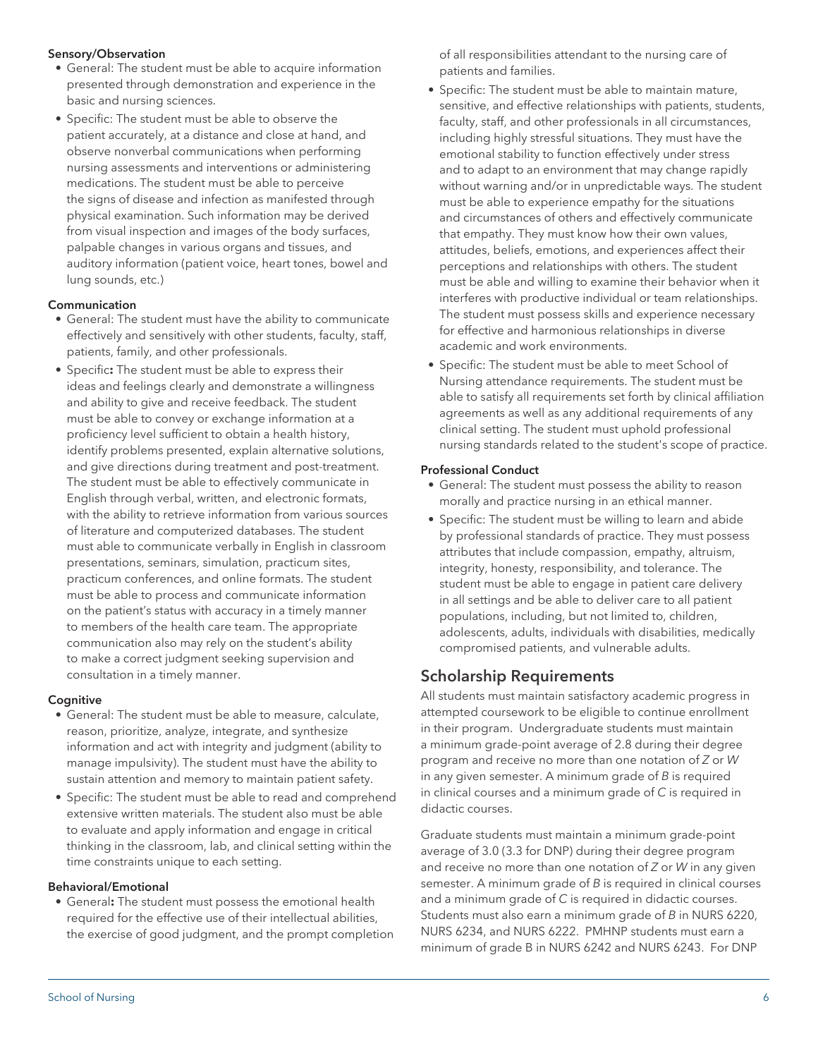**Sensory/Observation**

- General: The student must be able to acquire information presented through demonstration and experience in the basic and nursing sciences.
- Specific: The student must be able to observe the patient accurately, at a distance and close at hand, and observe nonverbal communications when performing nursing assessments and interventions or administering medications. The student must be able to perceive the signs of disease and infection as manifested through physical examination. Such information may be derived from visual inspection and images of the body surfaces, palpable changes in various organs and tissues, and auditory information (patient voice, heart tones, bowel and lung sounds, etc.)

**Communication**

- General: The student must have the ability to communicate effectively and sensitively with other students, faculty, staff, patients, family, and other professionals.
- Specific**:** The student must be able to express their ideas and feelings clearly and demonstrate a willingness and ability to give and receive feedback. The student must be able to convey or exchange information at a proficiency level sufficient to obtain a health history, identify problems presented, explain alternative solutions, and give directions during treatment and post-treatment. The student must be able to effectively communicate in English through verbal, written, and electronic formats, with the ability to retrieve information from various sources of literature and computerized databases. The student must able to communicate verbally in English in classroom presentations, seminars, simulation, practicum sites, practicum conferences, and online formats. The student must be able to process and communicate information on the patient's status with accuracy in a timely manner to members of the health care team. The appropriate communication also may rely on the student's ability to make a correct judgment seeking supervision and consultation in a timely manner.

**Cognitive**

- General: The student must be able to measure, calculate, reason, prioritize, analyze, integrate, and synthesize information and act with integrity and judgment (ability to manage impulsivity). The student must have the ability to sustain attention and memory to maintain patient safety.
- Specific: The student must be able to read and comprehend extensive written materials. The student also must be able to evaluate and apply information and engage in critical thinking in the classroom, lab, and clinical setting within the time constraints unique to each setting.

**Behavioral/Emotional**

- General**:** The student must possess the emotional health required for the effective use of their intellectual abilities, the exercise of good judgment, and the prompt completion of all responsibilities attendant to the nursing care of patients and families.
- Specific: The student must be able to maintain mature, sensitive, and effective relationships with patients, students, faculty, staff, and other professionals in all circumstances, including highly stressful situations. They must have the emotional stability to function effectively under stress and to adapt to an environment that may change rapidly without warning and/or in unpredictable ways. The student must be able to experience empathy for the situations and circumstances of others and effectively communicate that empathy. They must know how their own values, attitudes, beliefs, emotions, and experiences affect their perceptions and relationships with others. The student must be able and willing to examine their behavior when it interferes with productive individual or team relationships. The student must possess skills and experience necessary for effective and harmonious relationships in diverse academic and work environments.
- Specific: The student must be able to meet School of Nursing attendance requirements. The student must be able to satisfy all requirements set forth by clinical affiliation agreements as well as any additional requirements of any clinical setting. The student must uphold professional nursing standards related to the student's scope of practice.

**Professional Conduct**

- General: The student must possess the ability to reason morally and practice nursing in an ethical manner.
- Specific: The student must be willing to learn and abide by professional standards of practice. They must possess attributes that include compassion, empathy, altruism, integrity, honesty, responsibility, and tolerance. The student must be able to engage in patient care delivery in all settings and be able to deliver care to all patient populations, including, but not limited to, children, adolescents, adults, individuals with disabilities, medically compromised patients, and vulnerable adults.

## Scholarship Requirements

All students must maintain satisfactory academic progress in attempted coursework to be eligible to continue enrollment in their program. Undergraduate students must maintain a minimum grade-point average of 2.8 during their degree program and receive no more than one notation of *Z* or *W* in any given semester. A minimum grade of *B* is required in clinical courses and a minimum grade of *C* is required in didactic courses.

Graduate students must maintain a minimum grade-point average of 3.0 (3.3 for DNP) during their degree program and receive no more than one notation of *Z* or *W* in any given semester. A minimum grade of *B* is required in clinical courses and a minimum grade of *C* is required in didactic courses. Students must also earn a minimum grade of *B* in NURS 6220, NURS 6234, and NURS 6222. PMHNP students must earn a minimum of grade B in NURS 6242 and NURS 6243. For DNP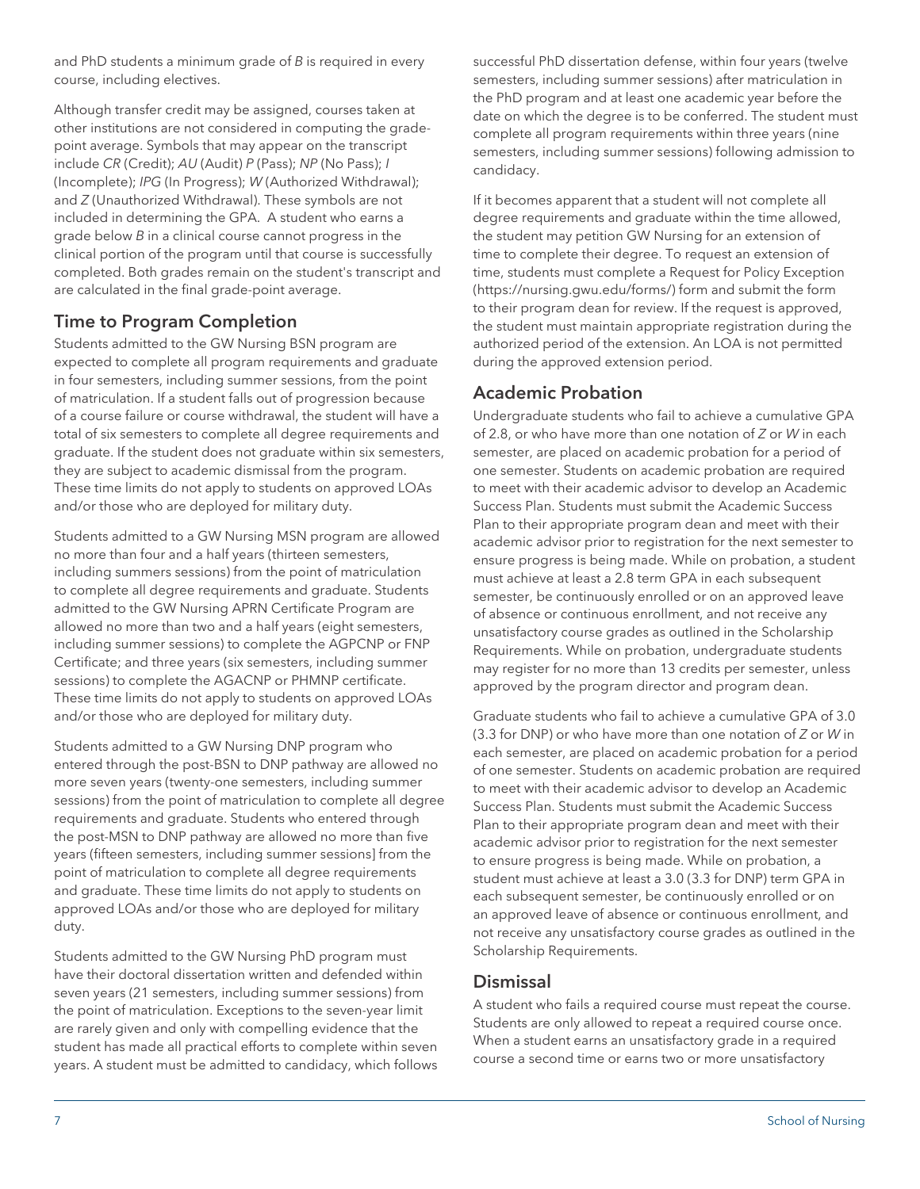and PhD students a minimum grade of *B* is required in every course, including electives.

Although transfer credit may be assigned, courses taken at other institutions are not considered in computing the grade-point average. Symbols that may appear on the transcript include *CR* (Credit); *AU* (Audit) *P* (Pass); *NP* (No Pass); *I* (Incomplete); *IPG* (In Progress); *W* (Authorized Withdrawal); and *Z* (Unauthorized Withdrawal). These symbols are not included in determining the GPA. A student who earns a grade below *B* in a clinical course cannot progress in the clinical portion of the program until that course is successfully completed. Both grades remain on the student's transcript and are calculated in the final grade-point average.

## Time to Program Completion

Students admitted to the GW Nursing BSN program are expected to complete all program requirements and graduate in four semesters, including summer sessions, from the point of matriculation. If a student falls out of progression because of a course failure or course withdrawal, the student will have a total of six semesters to complete all degree requirements and graduate. If the student does not graduate within six semesters, they are subject to academic dismissal from the program. These time limits do not apply to students on approved LOAs and/or those who are deployed for military duty.

Students admitted to a GW Nursing MSN program are allowed no more than four and a half years (thirteen semesters, including summers sessions) from the point of matriculation to complete all degree requirements and graduate. Students admitted to the GW Nursing APRN Certificate Program are allowed no more than two and a half years (eight semesters, including summer sessions) to complete the AGPCNP or FNP Certificate; and three years (six semesters, including summer sessions) to complete the AGACNP or PHMNP certificate. These time limits do not apply to students on approved LOAs and/or those who are deployed for military duty.

Students admitted to a GW Nursing DNP program who entered through the post-BSN to DNP pathway are allowed no more seven years (twenty-one semesters, including summer sessions) from the point of matriculation to complete all degree requirements and graduate. Students who entered through the post-MSN to DNP pathway are allowed no more than five years (fifteen semesters, including summer sessions] from the point of matriculation to complete all degree requirements and graduate. These time limits do not apply to students on approved LOAs and/or those who are deployed for military duty.

Students admitted to the GW Nursing PhD program must have their doctoral dissertation written and defended within seven years (21 semesters, including summer sessions) from the point of matriculation. Exceptions to the seven-year limit are rarely given and only with compelling evidence that the student has made all practical efforts to complete within seven years. A student must be admitted to candidacy, which follows successful PhD dissertation defense, within four years (twelve semesters, including summer sessions) after matriculation in the PhD program and at least one academic year before the date on which the degree is to be conferred. The student must complete all program requirements within three years (nine semesters, including summer sessions) following admission to candidacy.

If it becomes apparent that a student will not complete all degree requirements and graduate within the time allowed, the student may petition GW Nursing for an extension of time to complete their degree. To request an extension of time, students must complete a Request for Policy Exception (https://nursing.gwu.edu/forms/) form and submit the form to their program dean for review. If the request is approved, the student must maintain appropriate registration during the authorized period of the extension. An LOA is not permitted during the approved extension period.

## Academic Probation

Undergraduate students who fail to achieve a cumulative GPA of 2.8, or who have more than one notation of *Z* or *W* in each semester, are placed on academic probation for a period of one semester. Students on academic probation are required to meet with their academic advisor to develop an Academic Success Plan. Students must submit the Academic Success Plan to their appropriate program dean and meet with their academic advisor prior to registration for the next semester to ensure progress is being made. While on probation, a student must achieve at least a 2.8 term GPA in each subsequent semester, be continuously enrolled or on an approved leave of absence or continuous enrollment, and not receive any unsatisfactory course grades as outlined in the Scholarship Requirements. While on probation, undergraduate students may register for no more than 13 credits per semester, unless approved by the program director and program dean.

Graduate students who fail to achieve a cumulative GPA of 3.0 (3.3 for DNP) or who have more than one notation of *Z* or *W* in each semester, are placed on academic probation for a period of one semester. Students on academic probation are required to meet with their academic advisor to develop an Academic Success Plan. Students must submit the Academic Success Plan to their appropriate program dean and meet with their academic advisor prior to registration for the next semester to ensure progress is being made. While on probation, a student must achieve at least a 3.0 (3.3 for DNP) term GPA in each subsequent semester, be continuously enrolled or on an approved leave of absence or continuous enrollment, and not receive any unsatisfactory course grades as outlined in the Scholarship Requirements.

## Dismissal

A student who fails a required course must repeat the course. Students are only allowed to repeat a required course once. When a student earns an unsatisfactory grade in a required course a second time or earns two or more unsatisfactory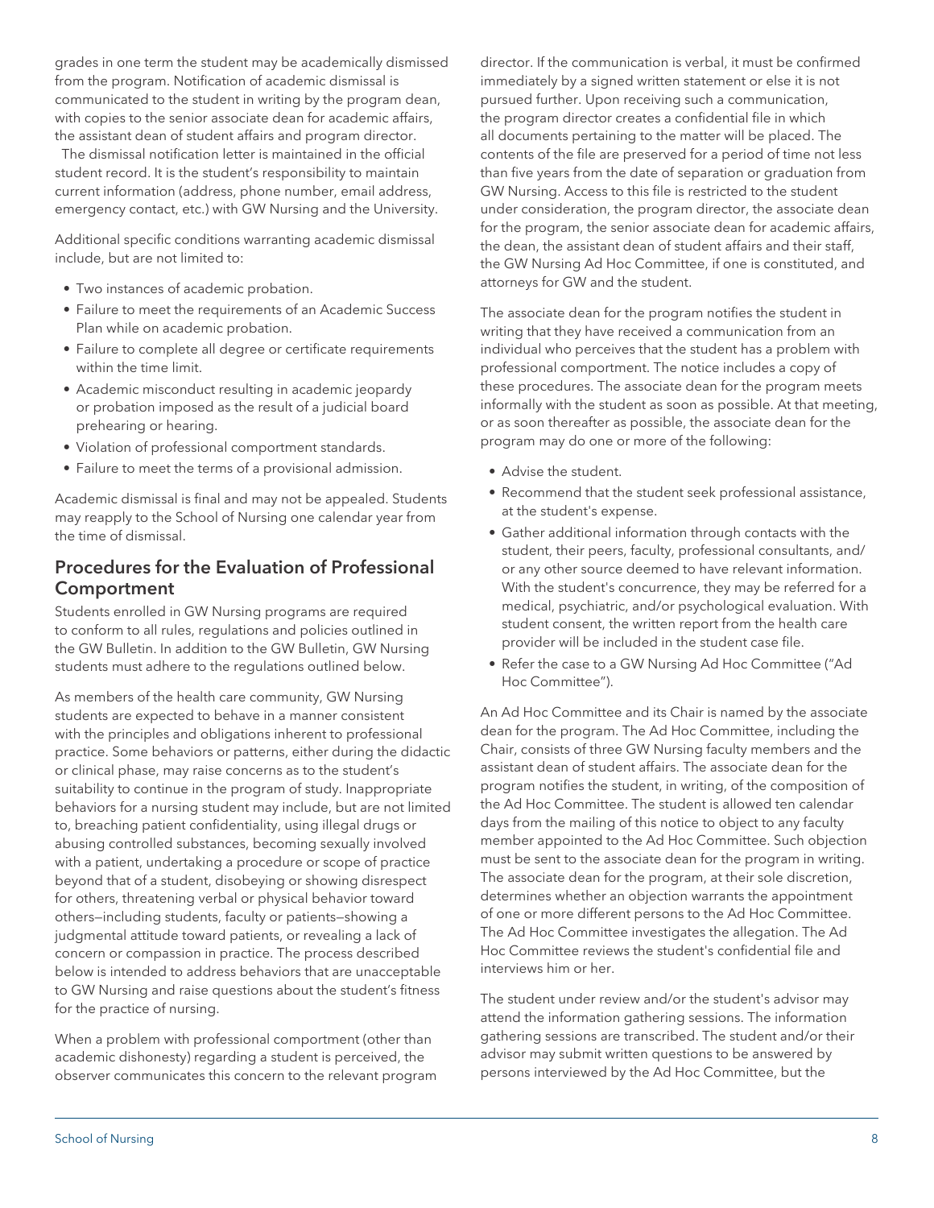grades in one term the student may be academically dismissed from the program. Notification of academic dismissal is communicated to the student in writing by the program dean, with copies to the senior associate dean for academic affairs, the assistant dean of student affairs and program director.

The dismissal notification letter is maintained in the official student record. It is the student's responsibility to maintain current information (address, phone number, email address, emergency contact, etc.) with GW Nursing and the University.

Additional specific conditions warranting academic dismissal include, but are not limited to:

- Two instances of academic probation.
- Failure to meet the requirements of an Academic Success Plan while on academic probation.
- Failure to complete all degree or certificate requirements within the time limit.
- Academic misconduct resulting in academic jeopardy or probation imposed as the result of a judicial board prehearing or hearing.
- Violation of professional comportment standards.
- Failure to meet the terms of a provisional admission.

Academic dismissal is final and may not be appealed. Students may reapply to the School of Nursing one calendar year from the time of dismissal.

## Procedures for the Evaluation of Professional Comportment

Students enrolled in GW Nursing programs are required to conform to all rules, regulations and policies outlined in the GW Bulletin. In addition to the GW Bulletin, GW Nursing students must adhere to the regulations outlined below.

As members of the health care community, GW Nursing students are expected to behave in a manner consistent with the principles and obligations inherent to professional practice. Some behaviors or patterns, either during the didactic or clinical phase, may raise concerns as to the student's suitability to continue in the program of study. Inappropriate behaviors for a nursing student may include, but are not limited to, breaching patient confidentiality, using illegal drugs or abusing controlled substances, becoming sexually involved with a patient, undertaking a procedure or scope of practice beyond that of a student, disobeying or showing disrespect for others, threatening verbal or physical behavior toward others—including students, faculty or patients—showing a judgmental attitude toward patients, or revealing a lack of concern or compassion in practice. The process described below is intended to address behaviors that are unacceptable to GW Nursing and raise questions about the student's fitness for the practice of nursing.

When a problem with professional comportment (other than academic dishonesty) regarding a student is perceived, the observer communicates this concern to the relevant program director. If the communication is verbal, it must be confirmed immediately by a signed written statement or else it is not pursued further. Upon receiving such a communication, the program director creates a confidential file in which all documents pertaining to the matter will be placed. The contents of the file are preserved for a period of time not less than five years from the date of separation or graduation from GW Nursing. Access to this file is restricted to the student under consideration, the program director, the associate dean for the program, the senior associate dean for academic affairs, the dean, the assistant dean of student affairs and their staff, the GW Nursing Ad Hoc Committee, if one is constituted, and attorneys for GW and the student.

The associate dean for the program notifies the student in writing that they have received a communication from an individual who perceives that the student has a problem with professional comportment. The notice includes a copy of these procedures. The associate dean for the program meets informally with the student as soon as possible. At that meeting, or as soon thereafter as possible, the associate dean for the program may do one or more of the following:

- Advise the student.
- Recommend that the student seek professional assistance, at the student's expense.
- Gather additional information through contacts with the student, their peers, faculty, professional consultants, and/or any other source deemed to have relevant information. With the student's concurrence, they may be referred for a medical, psychiatric, and/or psychological evaluation. With student consent, the written report from the health care provider will be included in the student case file.
- Refer the case to a GW Nursing Ad Hoc Committee ("Ad Hoc Committee").

An Ad Hoc Committee and its Chair is named by the associate dean for the program. The Ad Hoc Committee, including the Chair, consists of three GW Nursing faculty members and the assistant dean of student affairs. The associate dean for the program notifies the student, in writing, of the composition of the Ad Hoc Committee. The student is allowed ten calendar days from the mailing of this notice to object to any faculty member appointed to the Ad Hoc Committee. Such objection must be sent to the associate dean for the program in writing. The associate dean for the program, at their sole discretion, determines whether an objection warrants the appointment of one or more different persons to the Ad Hoc Committee. The Ad Hoc Committee investigates the allegation. The Ad Hoc Committee reviews the student's confidential file and interviews him or her.

The student under review and/or the student's advisor may attend the information gathering sessions. The information gathering sessions are transcribed. The student and/or their advisor may submit written questions to be answered by persons interviewed by the Ad Hoc Committee, but the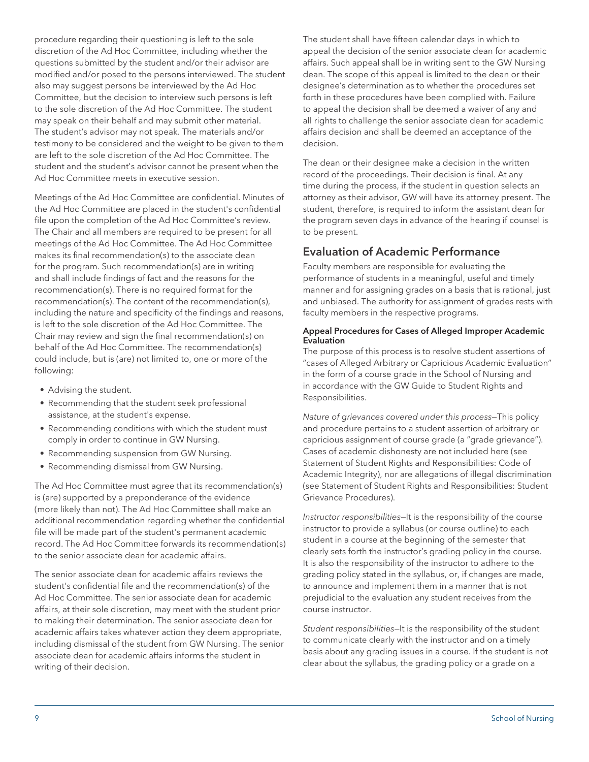procedure regarding their questioning is left to the sole discretion of the Ad Hoc Committee, including whether the questions submitted by the student and/or their advisor are modified and/or posed to the persons interviewed. The student also may suggest persons be interviewed by the Ad Hoc Committee, but the decision to interview such persons is left to the sole discretion of the Ad Hoc Committee. The student may speak on their behalf and may submit other material. The student's advisor may not speak. The materials and/or testimony to be considered and the weight to be given to them are left to the sole discretion of the Ad Hoc Committee. The student and the student's advisor cannot be present when the Ad Hoc Committee meets in executive session.

Meetings of the Ad Hoc Committee are confidential. Minutes of the Ad Hoc Committee are placed in the student's confidential file upon the completion of the Ad Hoc Committee's review. The Chair and all members are required to be present for all meetings of the Ad Hoc Committee. The Ad Hoc Committee makes its final recommendation(s) to the associate dean for the program. Such recommendation(s) are in writing and shall include findings of fact and the reasons for the recommendation(s). There is no required format for the recommendation(s). The content of the recommendation(s), including the nature and specificity of the findings and reasons, is left to the sole discretion of the Ad Hoc Committee. The Chair may review and sign the final recommendation(s) on behalf of the Ad Hoc Committee. The recommendation(s) could include, but is (are) not limited to, one or more of the following:

- Advising the student.
- Recommending that the student seek professional assistance, at the student's expense.
- Recommending conditions with which the student must comply in order to continue in GW Nursing.
- Recommending suspension from GW Nursing.
- Recommending dismissal from GW Nursing.

The Ad Hoc Committee must agree that its recommendation(s) is (are) supported by a preponderance of the evidence (more likely than not). The Ad Hoc Committee shall make an additional recommendation regarding whether the confidential file will be made part of the student's permanent academic record. The Ad Hoc Committee forwards its recommendation(s) to the senior associate dean for academic affairs.

The senior associate dean for academic affairs reviews the student's confidential file and the recommendation(s) of the Ad Hoc Committee. The senior associate dean for academic affairs, at their sole discretion, may meet with the student prior to making their determination. The senior associate dean for academic affairs takes whatever action they deem appropriate, including dismissal of the student from GW Nursing. The senior associate dean for academic affairs informs the student in writing of their decision.

The student shall have fifteen calendar days in which to appeal the decision of the senior associate dean for academic affairs. Such appeal shall be in writing sent to the GW Nursing dean. The scope of this appeal is limited to the dean or their designee's determination as to whether the procedures set forth in these procedures have been complied with. Failure to appeal the decision shall be deemed a waiver of any and all rights to challenge the senior associate dean for academic affairs decision and shall be deemed an acceptance of the decision.

The dean or their designee make a decision in the written record of the proceedings. Their decision is final. At any time during the process, if the student in question selects an attorney as their advisor, GW will have its attorney present. The student, therefore, is required to inform the assistant dean for the program seven days in advance of the hearing if counsel is to be present.

## Evaluation of Academic Performance

Faculty members are responsible for evaluating the performance of students in a meaningful, useful and timely manner and for assigning grades on a basis that is rational, just and unbiased. The authority for assignment of grades rests with faculty members in the respective programs.

#### Appeal Procedures for Cases of Alleged Improper Academic Evaluation

The purpose of this process is to resolve student assertions of "cases of Alleged Arbitrary or Capricious Academic Evaluation" in the form of a course grade in the School of Nursing and in accordance with the GW Guide to Student Rights and Responsibilities.

*Nature of grievances covered under this process*—This policy and procedure pertains to a student assertion of arbitrary or capricious assignment of course grade (a "grade grievance"). Cases of academic dishonesty are not included here (see Statement of Student Rights and Responsibilities: Code of Academic Integrity), nor are allegations of illegal discrimination (see Statement of Student Rights and Responsibilities: Student Grievance Procedures).

*Instructor responsibilities*—It is the responsibility of the course instructor to provide a syllabus (or course outline) to each student in a course at the beginning of the semester that clearly sets forth the instructor's grading policy in the course. It is also the responsibility of the instructor to adhere to the grading policy stated in the syllabus, or, if changes are made, to announce and implement them in a manner that is not prejudicial to the evaluation any student receives from the course instructor.

*Student responsibilities*—It is the responsibility of the student to communicate clearly with the instructor and on a timely basis about any grading issues in a course. If the student is not clear about the syllabus, the grading policy or a grade on a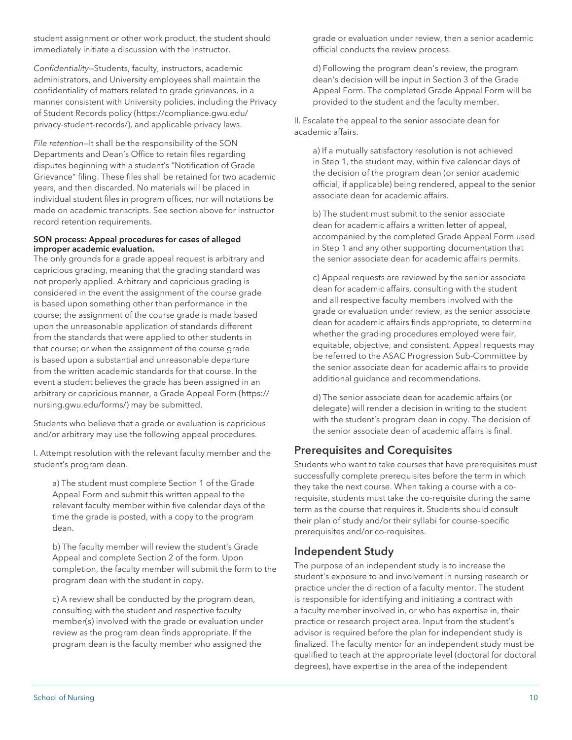student assignment or other work product, the student should immediately initiate a discussion with the instructor.

*Confidentiality*—Students, faculty, instructors, academic administrators, and University employees shall maintain the confidentiality of matters related to grade grievances, in a manner consistent with University policies, including the Privacy of Student Records policy (https://compliance.gwu.edu/privacy-student-records/), and applicable privacy laws.

*File retention*—It shall be the responsibility of the SON Departments and Dean's Office to retain files regarding disputes beginning with a student's "Notification of Grade Grievance" filing. These files shall be retained for two academic years, and then discarded. No materials will be placed in individual student files in program offices, nor will notations be made on academic transcripts. See section above for instructor record retention requirements.

**SON process: Appeal procedures for cases of alleged improper academic evaluation.**

The only grounds for a grade appeal request is arbitrary and capricious grading, meaning that the grading standard was not properly applied. Arbitrary and capricious grading is considered in the event the assignment of the course grade is based upon something other than performance in the course; the assignment of the course grade is made based upon the unreasonable application of standards different from the standards that were applied to other students in that course; or when the assignment of the course grade is based upon a substantial and unreasonable departure from the written academic standards for that course. In the event a student believes the grade has been assigned in an arbitrary or capricious manner, a Grade Appeal Form (https://nursing.gwu.edu/forms/) may be submitted.

Students who believe that a grade or evaluation is capricious and/or arbitrary may use the following appeal procedures.

I. Attempt resolution with the relevant faculty member and the student's program dean.

a) The student must complete Section 1 of the Grade Appeal Form and submit this written appeal to the relevant faculty member within five calendar days of the time the grade is posted, with a copy to the program dean.

b) The faculty member will review the student's Grade Appeal and complete Section 2 of the form. Upon completion, the faculty member will submit the form to the program dean with the student in copy.

c) A review shall be conducted by the program dean, consulting with the student and respective faculty member(s) involved with the grade or evaluation under review as the program dean finds appropriate. If the program dean is the faculty member who assigned the grade or evaluation under review, then a senior academic official conducts the review process.

d) Following the program dean's review, the program dean's decision will be input in Section 3 of the Grade Appeal Form. The completed Grade Appeal Form will be provided to the student and the faculty member.

II. Escalate the appeal to the senior associate dean for academic affairs.

a) If a mutually satisfactory resolution is not achieved in Step 1, the student may, within five calendar days of the decision of the program dean (or senior academic official, if applicable) being rendered, appeal to the senior associate dean for academic affairs.

b) The student must submit to the senior associate dean for academic affairs a written letter of appeal, accompanied by the completed Grade Appeal Form used in Step 1 and any other supporting documentation that the senior associate dean for academic affairs permits.

c) Appeal requests are reviewed by the senior associate dean for academic affairs, consulting with the student and all respective faculty members involved with the grade or evaluation under review, as the senior associate dean for academic affairs finds appropriate, to determine whether the grading procedures employed were fair, equitable, objective, and consistent. Appeal requests may be referred to the ASAC Progression Sub-Committee by the senior associate dean for academic affairs to provide additional guidance and recommendations.

d) The senior associate dean for academic affairs (or delegate) will render a decision in writing to the student with the student's program dean in copy. The decision of the senior associate dean of academic affairs is final.

## Prerequisites and Corequisites

Students who want to take courses that have prerequisites must successfully complete prerequisites before the term in which they take the next course. When taking a course with a co-requisite, students must take the co-requisite during the same term as the course that requires it. Students should consult their plan of study and/or their syllabi for course-specific prerequisites and/or co-requisites.

## Independent Study

The purpose of an independent study is to increase the student's exposure to and involvement in nursing research or practice under the direction of a faculty mentor. The student is responsible for identifying and initiating a contract with a faculty member involved in, or who has expertise in, their practice or research project area. Input from the student's advisor is required before the plan for independent study is finalized. The faculty mentor for an independent study must be qualified to teach at the appropriate level (doctoral for doctoral degrees), have expertise in the area of the independent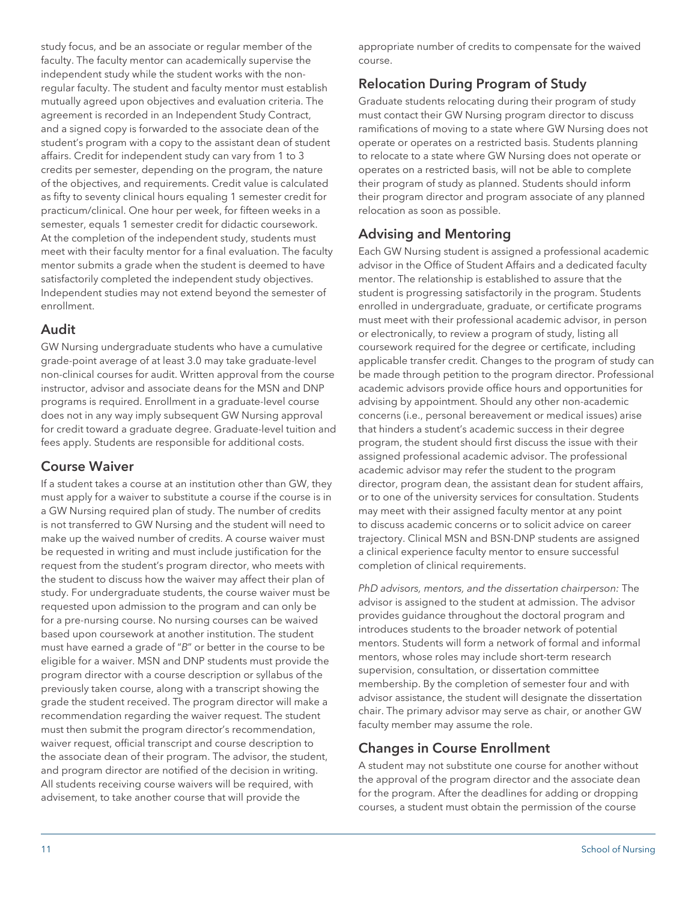study focus, and be an associate or regular member of the faculty. The faculty mentor can academically supervise the independent study while the student works with the non-regular faculty. The student and faculty mentor must establish mutually agreed upon objectives and evaluation criteria. The agreement is recorded in an Independent Study Contract, and a signed copy is forwarded to the associate dean of the student's program with a copy to the assistant dean of student affairs. Credit for independent study can vary from 1 to 3 credits per semester, depending on the program, the nature of the objectives, and requirements. Credit value is calculated as fifty to seventy clinical hours equaling 1 semester credit for practicum/clinical. One hour per week, for fifteen weeks in a semester, equals 1 semester credit for didactic coursework. At the completion of the independent study, students must meet with their faculty mentor for a final evaluation. The faculty mentor submits a grade when the student is deemed to have satisfactorily completed the independent study objectives. Independent studies may not extend beyond the semester of enrollment.

## Audit

GW Nursing undergraduate students who have a cumulative grade-point average of at least 3.0 may take graduate-level non-clinical courses for audit. Written approval from the course instructor, advisor and associate deans for the MSN and DNP programs is required. Enrollment in a graduate-level course does not in any way imply subsequent GW Nursing approval for credit toward a graduate degree. Graduate-level tuition and fees apply. Students are responsible for additional costs.

## Course Waiver

If a student takes a course at an institution other than GW, they must apply for a waiver to substitute a course if the course is in a GW Nursing required plan of study. The number of credits is not transferred to GW Nursing and the student will need to make up the waived number of credits. A course waiver must be requested in writing and must include justification for the request from the student's program director, who meets with the student to discuss how the waiver may affect their plan of study. For undergraduate students, the course waiver must be requested upon admission to the program and can only be for a pre-nursing course. No nursing courses can be waived based upon coursework at another institution. The student must have earned a grade of "*B*" or better in the course to be eligible for a waiver. MSN and DNP students must provide the program director with a course description or syllabus of the previously taken course, along with a transcript showing the grade the student received. The program director will make a recommendation regarding the waiver request. The student must then submit the program director's recommendation, waiver request, official transcript and course description to the associate dean of their program. The advisor, the student, and program director are notified of the decision in writing. All students receiving course waivers will be required, with advisement, to take another course that will provide the appropriate number of credits to compensate for the waived course.

## Relocation During Program of Study

Graduate students relocating during their program of study must contact their GW Nursing program director to discuss ramifications of moving to a state where GW Nursing does not operate or operates on a restricted basis. Students planning to relocate to a state where GW Nursing does not operate or operates on a restricted basis, will not be able to complete their program of study as planned. Students should inform their program director and program associate of any planned relocation as soon as possible.

## Advising and Mentoring

Each GW Nursing student is assigned a professional academic advisor in the Office of Student Affairs and a dedicated faculty mentor. The relationship is established to assure that the student is progressing satisfactorily in the program. Students enrolled in undergraduate, graduate, or certificate programs must meet with their professional academic advisor, in person or electronically, to review a program of study, listing all coursework required for the degree or certificate, including applicable transfer credit. Changes to the program of study can be made through petition to the program director. Professional academic advisors provide office hours and opportunities for advising by appointment. Should any other non-academic concerns (i.e., personal bereavement or medical issues) arise that hinders a student's academic success in their degree program, the student should first discuss the issue with their assigned professional academic advisor. The professional academic advisor may refer the student to the program director, program dean, the assistant dean for student affairs, or to one of the university services for consultation. Students may meet with their assigned faculty mentor at any point to discuss academic concerns or to solicit advice on career trajectory. Clinical MSN and BSN-DNP students are assigned a clinical experience faculty mentor to ensure successful completion of clinical requirements.

*PhD advisors, mentors, and the dissertation chairperson:* The advisor is assigned to the student at admission. The advisor provides guidance throughout the doctoral program and introduces students to the broader network of potential mentors. Students will form a network of formal and informal mentors, whose roles may include short-term research supervision, consultation, or dissertation committee membership. By the completion of semester four and with advisor assistance, the student will designate the dissertation chair. The primary advisor may serve as chair, or another GW faculty member may assume the role.

## Changes in Course Enrollment

A student may not substitute one course for another without the approval of the program director and the associate dean for the program. After the deadlines for adding or dropping courses, a student must obtain the permission of the course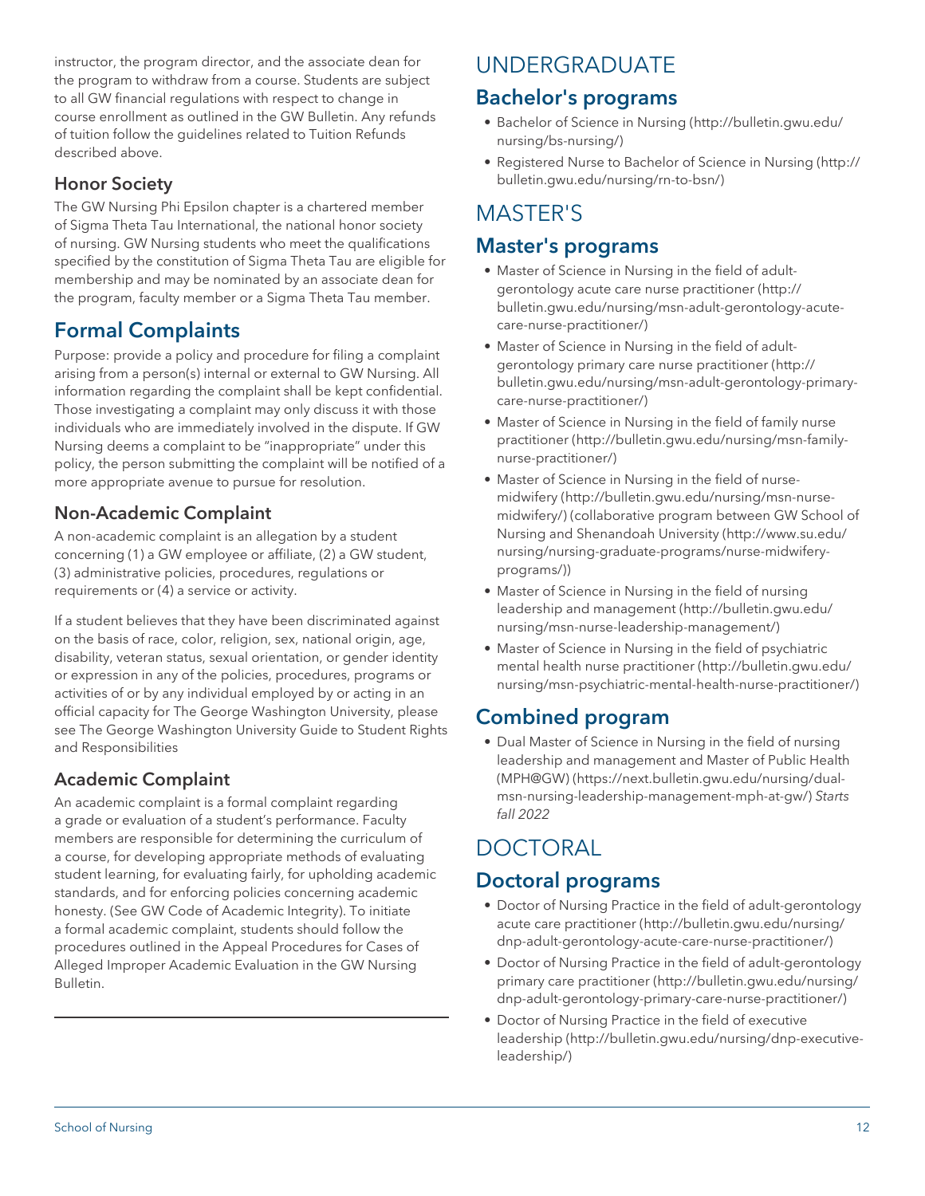instructor, the program director, and the associate dean for the program to withdraw from a course. Students are subject to all GW financial regulations with respect to change in course enrollment as outlined in the GW Bulletin. Any refunds of tuition follow the guidelines related to Tuition Refunds described above.

### Honor Society

The GW Nursing Phi Epsilon chapter is a chartered member of Sigma Theta Tau International, the national honor society of nursing. GW Nursing students who meet the qualifications specified by the constitution of Sigma Theta Tau are eligible for membership and may be nominated by an associate dean for the program, faculty member or a Sigma Theta Tau member.

## Formal Complaints

Purpose: provide a policy and procedure for filing a complaint arising from a person(s) internal or external to GW Nursing. All information regarding the complaint shall be kept confidential. Those investigating a complaint may only discuss it with those individuals who are immediately involved in the dispute. If GW Nursing deems a complaint to be "inappropriate" under this policy, the person submitting the complaint will be notified of a more appropriate avenue to pursue for resolution.

### Non-Academic Complaint

A non-academic complaint is an allegation by a student concerning (1) a GW employee or affiliate, (2) a GW student, (3) administrative policies, procedures, regulations or requirements or (4) a service or activity.

If a student believes that they have been discriminated against on the basis of race, color, religion, sex, national origin, age, disability, veteran status, sexual orientation, or gender identity or expression in any of the policies, procedures, programs or activities of or by any individual employed by or acting in an official capacity for The George Washington University, please see The George Washington University Guide to Student Rights and Responsibilities

### Academic Complaint

An academic complaint is a formal complaint regarding a grade or evaluation of a student's performance. Faculty members are responsible for determining the curriculum of a course, for developing appropriate methods of evaluating student learning, for evaluating fairly, for upholding academic standards, and for enforcing policies concerning academic honesty. (See GW Code of Academic Integrity). To initiate a formal academic complaint, students should follow the procedures outlined in the Appeal Procedures for Cases of Alleged Improper Academic Evaluation in the GW Nursing Bulletin.

# UNDERGRADUATE

## Bachelor's programs

- Bachelor of Science in Nursing (http://bulletin.gwu.edu/nursing/bs-nursing/)
- Registered Nurse to Bachelor of Science in Nursing (http://bulletin.gwu.edu/nursing/rn-to-bsn/)

# MASTER'S

## Master's programs

- Master of Science in Nursing in the field of adult-gerontology acute care nurse practitioner (http://bulletin.gwu.edu/nursing/msn-adult-gerontology-acute-care-nurse-practitioner/)
- Master of Science in Nursing in the field of adult-gerontology primary care nurse practitioner (http://bulletin.gwu.edu/nursing/msn-adult-gerontology-primary-care-nurse-practitioner/)
- Master of Science in Nursing in the field of family nurse practitioner (http://bulletin.gwu.edu/nursing/msn-family-nurse-practitioner/)
- Master of Science in Nursing in the field of nurse-midwifery (http://bulletin.gwu.edu/nursing/msn-nurse-midwifery/) (collaborative program between GW School of Nursing and Shenandoah University (http://www.su.edu/nursing/nursing-graduate-programs/nurse-midwifery-programs/))
- Master of Science in Nursing in the field of nursing leadership and management (http://bulletin.gwu.edu/nursing/msn-nurse-leadership-management/)
- Master of Science in Nursing in the field of psychiatric mental health nurse practitioner (http://bulletin.gwu.edu/nursing/msn-psychiatric-mental-health-nurse-practitioner/)

## Combined program

- Dual Master of Science in Nursing in the field of nursing leadership and management and Master of Public Health (MPH@GW) (https://next.bulletin.gwu.edu/nursing/dual-msn-nursing-leadership-management-mph-at-gw/) *Starts fall 2022*

# DOCTORAL

## Doctoral programs

- Doctor of Nursing Practice in the field of adult-gerontology acute care practitioner (http://bulletin.gwu.edu/nursing/dnp-adult-gerontology-acute-care-nurse-practitioner/)
- Doctor of Nursing Practice in the field of adult-gerontology primary care practitioner (http://bulletin.gwu.edu/nursing/dnp-adult-gerontology-primary-care-nurse-practitioner/)
- Doctor of Nursing Practice in the field of executive leadership (http://bulletin.gwu.edu/nursing/dnp-executive-leadership/)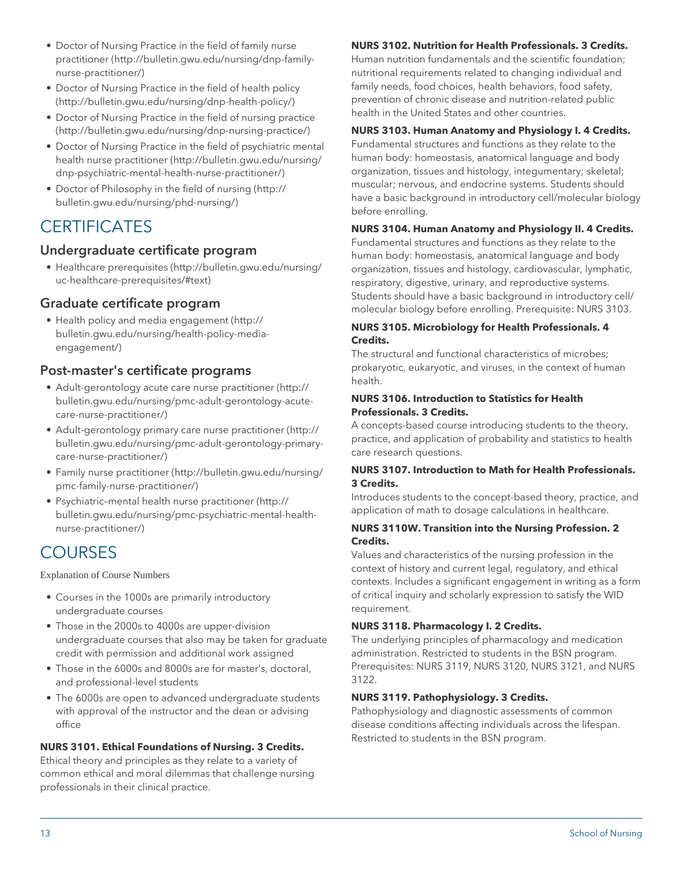- Doctor of Nursing Practice in the field of family nurse practitioner (http://bulletin.gwu.edu/nursing/dnp-family-nurse-practitioner/)
- Doctor of Nursing Practice in the field of health policy (http://bulletin.gwu.edu/nursing/dnp-health-policy/)
- Doctor of Nursing Practice in the field of nursing practice (http://bulletin.gwu.edu/nursing/dnp-nursing-practice/)
- Doctor of Nursing Practice in the field of psychiatric mental health nurse practitioner (http://bulletin.gwu.edu/nursing/dnp-psychiatric-mental-health-nurse-practitioner/)
- Doctor of Philosophy in the field of nursing (http://bulletin.gwu.edu/nursing/phd-nursing/)

# CERTIFICATES

## Undergraduate certificate program

- Healthcare prerequisites (http://bulletin.gwu.edu/nursing/uc-healthcare-prerequisites/#text)

## Graduate certificate program

- Health policy and media engagement (http://bulletin.gwu.edu/nursing/health-policy-media-engagement/)

## Post-master's certificate programs

- Adult-gerontology acute care nurse practitioner (http://bulletin.gwu.edu/nursing/pmc-adult-gerontology-acute-care-nurse-practitioner/)
- Adult-gerontology primary care nurse practitioner (http://bulletin.gwu.edu/nursing/pmc-adult-gerontology-primary-care-nurse-practitioner/)
- Family nurse practitioner (http://bulletin.gwu.edu/nursing/pmc-family-nurse-practitioner/)
- Psychiatric–mental health nurse practitioner (http://bulletin.gwu.edu/nursing/pmc-psychiatric-mental-health-nurse-practitioner/)

# COURSES

Explanation of Course Numbers

- Courses in the 1000s are primarily introductory undergraduate courses
- Those in the 2000s to 4000s are upper-division undergraduate courses that also may be taken for graduate credit with permission and additional work assigned
- Those in the 6000s and 8000s are for master's, doctoral, and professional-level students
- The 6000s are open to advanced undergraduate students with approval of the instructor and the dean or advising office

**NURS 3101. Ethical Foundations of Nursing. 3 Credits.**
Ethical theory and principles as they relate to a variety of common ethical and moral dilemmas that challenge nursing professionals in their clinical practice.

**NURS 3102. Nutrition for Health Professionals. 3 Credits.**
Human nutrition fundamentals and the scientific foundation; nutritional requirements related to changing individual and family needs, food choices, health behaviors, food safety, prevention of chronic disease and nutrition-related public health in the United States and other countries.

**NURS 3103. Human Anatomy and Physiology I. 4 Credits.**
Fundamental structures and functions as they relate to the human body: homeostasis, anatomical language and body organization, tissues and histology, integumentary; skeletal; muscular; nervous, and endocrine systems. Students should have a basic background in introductory cell/molecular biology before enrolling.

**NURS 3104. Human Anatomy and Physiology II. 4 Credits.**
Fundamental structures and functions as they relate to the human body: homeostasis, anatomical language and body organization, tissues and histology, cardiovascular, lymphatic, respiratory, digestive, urinary, and reproductive systems. Students should have a basic background in introductory cell/molecular biology before enrolling. Prerequisite: NURS 3103.

**NURS 3105. Microbiology for Health Professionals. 4 Credits.**
The structural and functional characteristics of microbes; prokaryotic, eukaryotic, and viruses, in the context of human health.

**NURS 3106. Introduction to Statistics for Health Professionals. 3 Credits.**
A concepts-based course introducing students to the theory, practice, and application of probability and statistics to health care research questions.

**NURS 3107. Introduction to Math for Health Professionals. 3 Credits.**
Introduces students to the concept-based theory, practice, and application of math to dosage calculations in healthcare.

**NURS 3110W. Transition into the Nursing Profession. 2 Credits.**
Values and characteristics of the nursing profession in the context of history and current legal, regulatory, and ethical contexts. Includes a significant engagement in writing as a form of critical inquiry and scholarly expression to satisfy the WID requirement.

**NURS 3118. Pharmacology I. 2 Credits.**
The underlying principles of pharmacology and medication administration. Restricted to students in the BSN program. Prerequisites: NURS 3119, NURS 3120, NURS 3121, and NURS 3122.

**NURS 3119. Pathophysiology. 3 Credits.**
Pathophysiology and diagnostic assessments of common disease conditions affecting individuals across the lifespan. Restricted to students in the BSN program.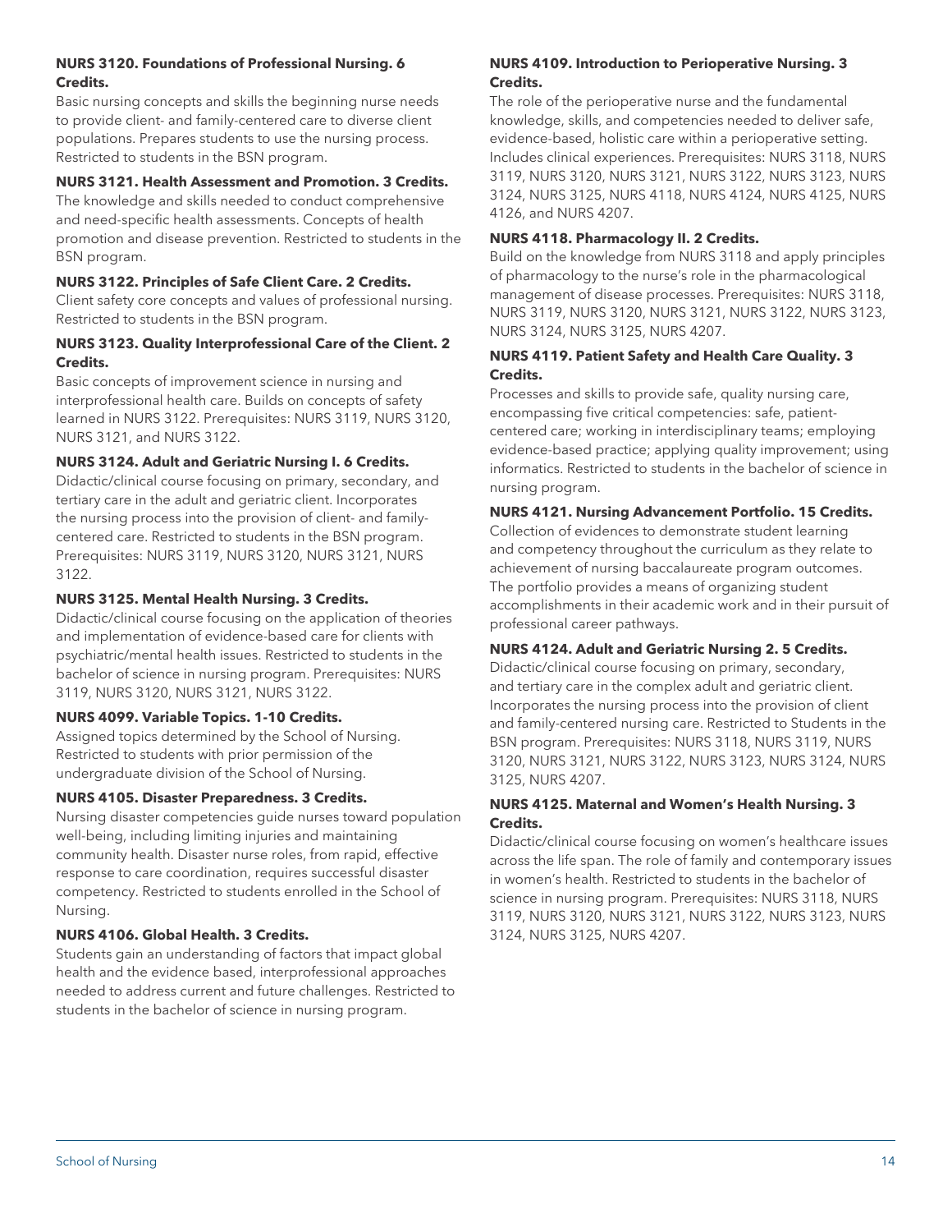**NURS 3120. Foundations of Professional Nursing. 6 Credits.**

Basic nursing concepts and skills the beginning nurse needs to provide client- and family-centered care to diverse client populations. Prepares students to use the nursing process. Restricted to students in the BSN program.

**NURS 3121. Health Assessment and Promotion. 3 Credits.**

The knowledge and skills needed to conduct comprehensive and need-specific health assessments. Concepts of health promotion and disease prevention. Restricted to students in the BSN program.

**NURS 3122. Principles of Safe Client Care. 2 Credits.**

Client safety core concepts and values of professional nursing. Restricted to students in the BSN program.

**NURS 3123. Quality Interprofessional Care of the Client. 2 Credits.**

Basic concepts of improvement science in nursing and interprofessional health care. Builds on concepts of safety learned in NURS 3122. Prerequisites: NURS 3119, NURS 3120, NURS 3121, and NURS 3122.

**NURS 3124. Adult and Geriatric Nursing I. 6 Credits.**

Didactic/clinical course focusing on primary, secondary, and tertiary care in the adult and geriatric client. Incorporates the nursing process into the provision of client- and family-centered care. Restricted to students in the BSN program. Prerequisites: NURS 3119, NURS 3120, NURS 3121, NURS 3122.

**NURS 3125. Mental Health Nursing. 3 Credits.**

Didactic/clinical course focusing on the application of theories and implementation of evidence-based care for clients with psychiatric/mental health issues. Restricted to students in the bachelor of science in nursing program. Prerequisites: NURS 3119, NURS 3120, NURS 3121, NURS 3122.

**NURS 4099. Variable Topics. 1-10 Credits.**

Assigned topics determined by the School of Nursing. Restricted to students with prior permission of the undergraduate division of the School of Nursing.

**NURS 4105. Disaster Preparedness. 3 Credits.**

Nursing disaster competencies guide nurses toward population well-being, including limiting injuries and maintaining community health. Disaster nurse roles, from rapid, effective response to care coordination, requires successful disaster competency. Restricted to students enrolled in the School of Nursing.

**NURS 4106. Global Health. 3 Credits.**

Students gain an understanding of factors that impact global health and the evidence based, interprofessional approaches needed to address current and future challenges. Restricted to students in the bachelor of science in nursing program.

**NURS 4109. Introduction to Perioperative Nursing. 3 Credits.**

The role of the perioperative nurse and the fundamental knowledge, skills, and competencies needed to deliver safe, evidence-based, holistic care within a perioperative setting. Includes clinical experiences. Prerequisites: NURS 3118, NURS 3119, NURS 3120, NURS 3121, NURS 3122, NURS 3123, NURS 3124, NURS 3125, NURS 4118, NURS 4124, NURS 4125, NURS 4126, and NURS 4207.

**NURS 4118. Pharmacology II. 2 Credits.**

Build on the knowledge from NURS 3118 and apply principles of pharmacology to the nurse's role in the pharmacological management of disease processes. Prerequisites: NURS 3118, NURS 3119, NURS 3120, NURS 3121, NURS 3122, NURS 3123, NURS 3124, NURS 3125, NURS 4207.

**NURS 4119. Patient Safety and Health Care Quality. 3 Credits.**

Processes and skills to provide safe, quality nursing care, encompassing five critical competencies: safe, patient-centered care; working in interdisciplinary teams; employing evidence-based practice; applying quality improvement; using informatics. Restricted to students in the bachelor of science in nursing program.

**NURS 4121. Nursing Advancement Portfolio. 15 Credits.**

Collection of evidences to demonstrate student learning and competency throughout the curriculum as they relate to achievement of nursing baccalaureate program outcomes. The portfolio provides a means of organizing student accomplishments in their academic work and in their pursuit of professional career pathways.

**NURS 4124. Adult and Geriatric Nursing 2. 5 Credits.**

Didactic/clinical course focusing on primary, secondary, and tertiary care in the complex adult and geriatric client. Incorporates the nursing process into the provision of client and family-centered nursing care. Restricted to Students in the BSN program. Prerequisites: NURS 3118, NURS 3119, NURS 3120, NURS 3121, NURS 3122, NURS 3123, NURS 3124, NURS 3125, NURS 4207.

**NURS 4125. Maternal and Women's Health Nursing. 3 Credits.**

Didactic/clinical course focusing on women's healthcare issues across the life span. The role of family and contemporary issues in women's health. Restricted to students in the bachelor of science in nursing program. Prerequisites: NURS 3118, NURS 3119, NURS 3120, NURS 3121, NURS 3122, NURS 3123, NURS 3124, NURS 3125, NURS 4207.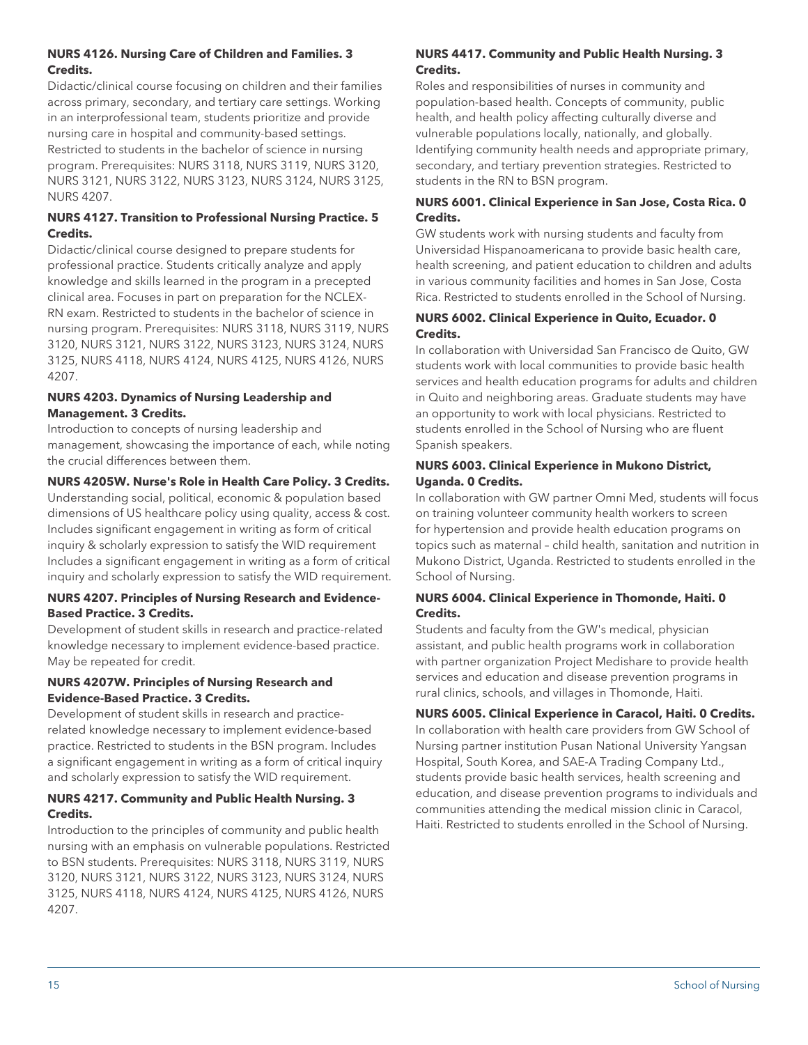**NURS 4126. Nursing Care of Children and Families. 3 Credits.**

Didactic/clinical course focusing on children and their families across primary, secondary, and tertiary care settings. Working in an interprofessional team, students prioritize and provide nursing care in hospital and community-based settings. Restricted to students in the bachelor of science in nursing program. Prerequisites: NURS 3118, NURS 3119, NURS 3120, NURS 3121, NURS 3122, NURS 3123, NURS 3124, NURS 3125, NURS 4207.

**NURS 4127. Transition to Professional Nursing Practice. 5 Credits.**

Didactic/clinical course designed to prepare students for professional practice. Students critically analyze and apply knowledge and skills learned in the program in a precepted clinical area. Focuses in part on preparation for the NCLEX-RN exam. Restricted to students in the bachelor of science in nursing program. Prerequisites: NURS 3118, NURS 3119, NURS 3120, NURS 3121, NURS 3122, NURS 3123, NURS 3124, NURS 3125, NURS 4118, NURS 4124, NURS 4125, NURS 4126, NURS 4207.

**NURS 4203. Dynamics of Nursing Leadership and Management. 3 Credits.**

Introduction to concepts of nursing leadership and management, showcasing the importance of each, while noting the crucial differences between them.

**NURS 4205W. Nurse's Role in Health Care Policy. 3 Credits.**

Understanding social, political, economic & population based dimensions of US healthcare policy using quality, access & cost. Includes significant engagement in writing as form of critical inquiry & scholarly expression to satisfy the WID requirement Includes a significant engagement in writing as a form of critical inquiry and scholarly expression to satisfy the WID requirement.

**NURS 4207. Principles of Nursing Research and Evidence-Based Practice. 3 Credits.**

Development of student skills in research and practice-related knowledge necessary to implement evidence-based practice. May be repeated for credit.

**NURS 4207W. Principles of Nursing Research and Evidence-Based Practice. 3 Credits.**

Development of student skills in research and practice-related knowledge necessary to implement evidence-based practice. Restricted to students in the BSN program. Includes a significant engagement in writing as a form of critical inquiry and scholarly expression to satisfy the WID requirement.

**NURS 4217. Community and Public Health Nursing. 3 Credits.**

Introduction to the principles of community and public health nursing with an emphasis on vulnerable populations. Restricted to BSN students. Prerequisites: NURS 3118, NURS 3119, NURS 3120, NURS 3121, NURS 3122, NURS 3123, NURS 3124, NURS 3125, NURS 4118, NURS 4124, NURS 4125, NURS 4126, NURS 4207.

**NURS 4417. Community and Public Health Nursing. 3 Credits.**

Roles and responsibilities of nurses in community and population-based health. Concepts of community, public health, and health policy affecting culturally diverse and vulnerable populations locally, nationally, and globally. Identifying community health needs and appropriate primary, secondary, and tertiary prevention strategies. Restricted to students in the RN to BSN program.

**NURS 6001. Clinical Experience in San Jose, Costa Rica. 0 Credits.**

GW students work with nursing students and faculty from Universidad Hispanoamericana to provide basic health care, health screening, and patient education to children and adults in various community facilities and homes in San Jose, Costa Rica. Restricted to students enrolled in the School of Nursing.

**NURS 6002. Clinical Experience in Quito, Ecuador. 0 Credits.**

In collaboration with Universidad San Francisco de Quito, GW students work with local communities to provide basic health services and health education programs for adults and children in Quito and neighboring areas. Graduate students may have an opportunity to work with local physicians. Restricted to students enrolled in the School of Nursing who are fluent Spanish speakers.

**NURS 6003. Clinical Experience in Mukono District, Uganda. 0 Credits.**

In collaboration with GW partner Omni Med, students will focus on training volunteer community health workers to screen for hypertension and provide health education programs on topics such as maternal – child health, sanitation and nutrition in Mukono District, Uganda. Restricted to students enrolled in the School of Nursing.

**NURS 6004. Clinical Experience in Thomonde, Haiti. 0 Credits.**

Students and faculty from the GW's medical, physician assistant, and public health programs work in collaboration with partner organization Project Medishare to provide health services and education and disease prevention programs in rural clinics, schools, and villages in Thomonde, Haiti.

**NURS 6005. Clinical Experience in Caracol, Haiti. 0 Credits.**

In collaboration with health care providers from GW School of Nursing partner institution Pusan National University Yangsan Hospital, South Korea, and SAE-A Trading Company Ltd., students provide basic health services, health screening and education, and disease prevention programs to individuals and communities attending the medical mission clinic in Caracol, Haiti. Restricted to students enrolled in the School of Nursing.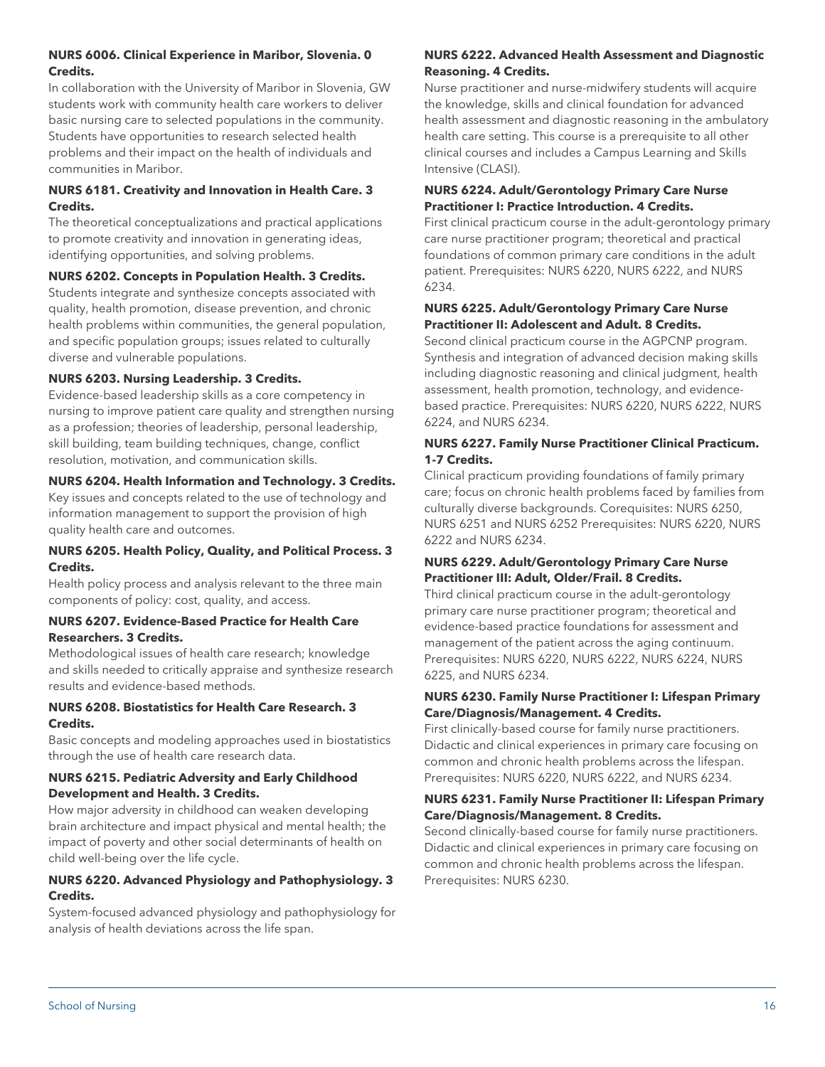**NURS 6006. Clinical Experience in Maribor, Slovenia. 0 Credits.**

In collaboration with the University of Maribor in Slovenia, GW students work with community health care workers to deliver basic nursing care to selected populations in the community. Students have opportunities to research selected health problems and their impact on the health of individuals and communities in Maribor.

**NURS 6181. Creativity and Innovation in Health Care. 3 Credits.**

The theoretical conceptualizations and practical applications to promote creativity and innovation in generating ideas, identifying opportunities, and solving problems.

**NURS 6202. Concepts in Population Health. 3 Credits.**

Students integrate and synthesize concepts associated with quality, health promotion, disease prevention, and chronic health problems within communities, the general population, and specific population groups; issues related to culturally diverse and vulnerable populations.

**NURS 6203. Nursing Leadership. 3 Credits.**

Evidence-based leadership skills as a core competency in nursing to improve patient care quality and strengthen nursing as a profession; theories of leadership, personal leadership, skill building, team building techniques, change, conflict resolution, motivation, and communication skills.

**NURS 6204. Health Information and Technology. 3 Credits.**

Key issues and concepts related to the use of technology and information management to support the provision of high quality health care and outcomes.

**NURS 6205. Health Policy, Quality, and Political Process. 3 Credits.**

Health policy process and analysis relevant to the three main components of policy: cost, quality, and access.

**NURS 6207. Evidence-Based Practice for Health Care Researchers. 3 Credits.**

Methodological issues of health care research; knowledge and skills needed to critically appraise and synthesize research results and evidence-based methods.

**NURS 6208. Biostatistics for Health Care Research. 3 Credits.**

Basic concepts and modeling approaches used in biostatistics through the use of health care research data.

**NURS 6215. Pediatric Adversity and Early Childhood Development and Health. 3 Credits.**

How major adversity in childhood can weaken developing brain architecture and impact physical and mental health; the impact of poverty and other social determinants of health on child well-being over the life cycle.

**NURS 6220. Advanced Physiology and Pathophysiology. 3 Credits.**

System-focused advanced physiology and pathophysiology for analysis of health deviations across the life span.

**NURS 6222. Advanced Health Assessment and Diagnostic Reasoning. 4 Credits.**

Nurse practitioner and nurse-midwifery students will acquire the knowledge, skills and clinical foundation for advanced health assessment and diagnostic reasoning in the ambulatory health care setting. This course is a prerequisite to all other clinical courses and includes a Campus Learning and Skills Intensive (CLASI).

**NURS 6224. Adult/Gerontology Primary Care Nurse Practitioner I: Practice Introduction. 4 Credits.**

First clinical practicum course in the adult-gerontology primary care nurse practitioner program; theoretical and practical foundations of common primary care conditions in the adult patient. Prerequisites: NURS 6220, NURS 6222, and NURS 6234.

**NURS 6225. Adult/Gerontology Primary Care Nurse Practitioner II: Adolescent and Adult. 8 Credits.**

Second clinical practicum course in the AGPCNP program. Synthesis and integration of advanced decision making skills including diagnostic reasoning and clinical judgment, health assessment, health promotion, technology, and evidence-based practice. Prerequisites: NURS 6220, NURS 6222, NURS 6224, and NURS 6234.

**NURS 6227. Family Nurse Practitioner Clinical Practicum. 1-7 Credits.**

Clinical practicum providing foundations of family primary care; focus on chronic health problems faced by families from culturally diverse backgrounds. Corequisites: NURS 6250, NURS 6251 and NURS 6252 Prerequisites: NURS 6220, NURS 6222 and NURS 6234.

**NURS 6229. Adult/Gerontology Primary Care Nurse Practitioner III: Adult, Older/Frail. 8 Credits.**

Third clinical practicum course in the adult-gerontology primary care nurse practitioner program; theoretical and evidence-based practice foundations for assessment and management of the patient across the aging continuum. Prerequisites: NURS 6220, NURS 6222, NURS 6224, NURS 6225, and NURS 6234.

**NURS 6230. Family Nurse Practitioner I: Lifespan Primary Care/Diagnosis/Management. 4 Credits.**

First clinically-based course for family nurse practitioners. Didactic and clinical experiences in primary care focusing on common and chronic health problems across the lifespan. Prerequisites: NURS 6220, NURS 6222, and NURS 6234.

**NURS 6231. Family Nurse Practitioner II: Lifespan Primary Care/Diagnosis/Management. 8 Credits.**

Second clinically-based course for family nurse practitioners. Didactic and clinical experiences in primary care focusing on common and chronic health problems across the lifespan. Prerequisites: NURS 6230.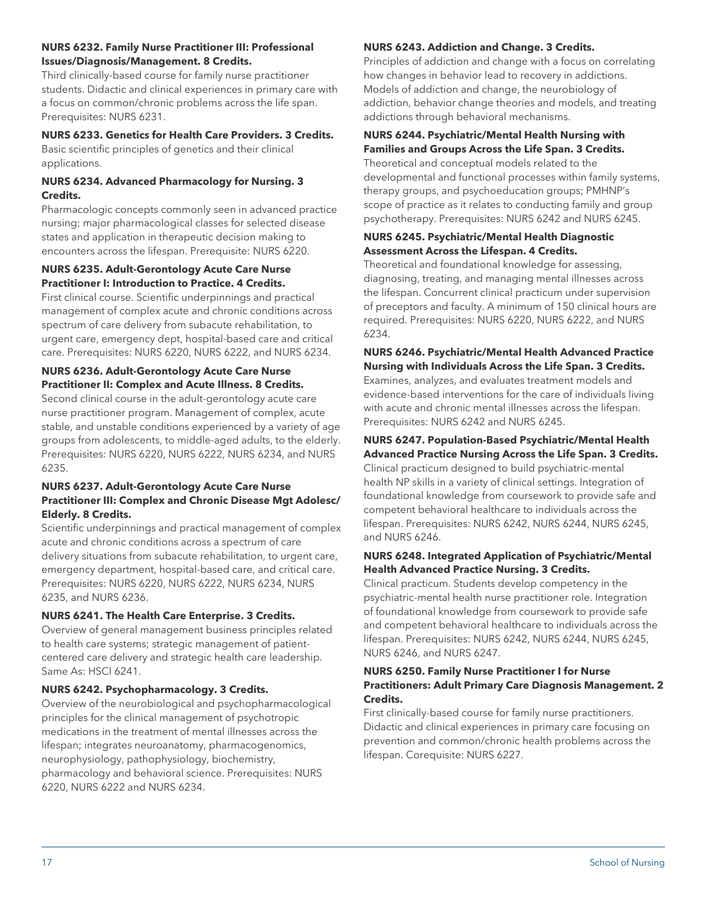**NURS 6232. Family Nurse Practitioner III: Professional Issues/Diagnosis/Management. 8 Credits.**

Third clinically-based course for family nurse practitioner students. Didactic and clinical experiences in primary care with a focus on common/chronic problems across the life span. Prerequisites: NURS 6231.

**NURS 6233. Genetics for Health Care Providers. 3 Credits.**

Basic scientific principles of genetics and their clinical applications.

**NURS 6234. Advanced Pharmacology for Nursing. 3 Credits.**

Pharmacologic concepts commonly seen in advanced practice nursing; major pharmacological classes for selected disease states and application in therapeutic decision making to encounters across the lifespan. Prerequisite: NURS 6220.

**NURS 6235. Adult-Gerontology Acute Care Nurse Practitioner I: Introduction to Practice. 4 Credits.**

First clinical course. Scientific underpinnings and practical management of complex acute and chronic conditions across spectrum of care delivery from subacute rehabilitation, to urgent care, emergency dept, hospital-based care and critical care. Prerequisites: NURS 6220, NURS 6222, and NURS 6234.

**NURS 6236. Adult-Gerontology Acute Care Nurse Practitioner II: Complex and Acute Illness. 8 Credits.**

Second clinical course in the adult-gerontology acute care nurse practitioner program. Management of complex, acute stable, and unstable conditions experienced by a variety of age groups from adolescents, to middle-aged adults, to the elderly. Prerequisites: NURS 6220, NURS 6222, NURS 6234, and NURS 6235.

**NURS 6237. Adult-Gerontology Acute Care Nurse Practitioner III: Complex and Chronic Disease Mgt Adolesc/Elderly. 8 Credits.**

Scientific underpinnings and practical management of complex acute and chronic conditions across a spectrum of care delivery situations from subacute rehabilitation, to urgent care, emergency department, hospital-based care, and critical care. Prerequisites: NURS 6220, NURS 6222, NURS 6234, NURS 6235, and NURS 6236.

**NURS 6241. The Health Care Enterprise. 3 Credits.**

Overview of general management business principles related to health care systems; strategic management of patient-centered care delivery and strategic health care leadership. Same As: HSCI 6241.

**NURS 6242. Psychopharmacology. 3 Credits.**

Overview of the neurobiological and psychopharmacological principles for the clinical management of psychotropic medications in the treatment of mental illnesses across the lifespan; integrates neuroanatomy, pharmacogenomics, neurophysiology, pathophysiology, biochemistry, pharmacology and behavioral science. Prerequisites: NURS 6220, NURS 6222 and NURS 6234.

**NURS 6243. Addiction and Change. 3 Credits.**

Principles of addiction and change with a focus on correlating how changes in behavior lead to recovery in addictions. Models of addiction and change, the neurobiology of addiction, behavior change theories and models, and treating addictions through behavioral mechanisms.

**NURS 6244. Psychiatric/Mental Health Nursing with Families and Groups Across the Life Span. 3 Credits.**

Theoretical and conceptual models related to the developmental and functional processes within family systems, therapy groups, and psychoeducation groups; PMHNP's scope of practice as it relates to conducting family and group psychotherapy. Prerequisites: NURS 6242 and NURS 6245.

**NURS 6245. Psychiatric/Mental Health Diagnostic Assessment Across the Lifespan. 4 Credits.**

Theoretical and foundational knowledge for assessing, diagnosing, treating, and managing mental illnesses across the lifespan. Concurrent clinical practicum under supervision of preceptors and faculty. A minimum of 150 clinical hours are required. Prerequisites: NURS 6220, NURS 6222, and NURS 6234.

**NURS 6246. Psychiatric/Mental Health Advanced Practice Nursing with Individuals Across the Life Span. 3 Credits.**

Examines, analyzes, and evaluates treatment models and evidence-based interventions for the care of individuals living with acute and chronic mental illnesses across the lifespan. Prerequisites: NURS 6242 and NURS 6245.

**NURS 6247. Population-Based Psychiatric/Mental Health Advanced Practice Nursing Across the Life Span. 3 Credits.**

Clinical practicum designed to build psychiatric-mental health NP skills in a variety of clinical settings. Integration of foundational knowledge from coursework to provide safe and competent behavioral healthcare to individuals across the lifespan. Prerequisites: NURS 6242, NURS 6244, NURS 6245, and NURS 6246.

**NURS 6248. Integrated Application of Psychiatric/Mental Health Advanced Practice Nursing. 3 Credits.**

Clinical practicum. Students develop competency in the psychiatric-mental health nurse practitioner role. Integration of foundational knowledge from coursework to provide safe and competent behavioral healthcare to individuals across the lifespan. Prerequisites: NURS 6242, NURS 6244, NURS 6245, NURS 6246, and NURS 6247.

**NURS 6250. Family Nurse Practitioner I for Nurse Practitioners: Adult Primary Care Diagnosis Management. 2 Credits.**

First clinically-based course for family nurse practitioners. Didactic and clinical experiences in primary care focusing on prevention and common/chronic health problems across the lifespan. Corequisite: NURS 6227.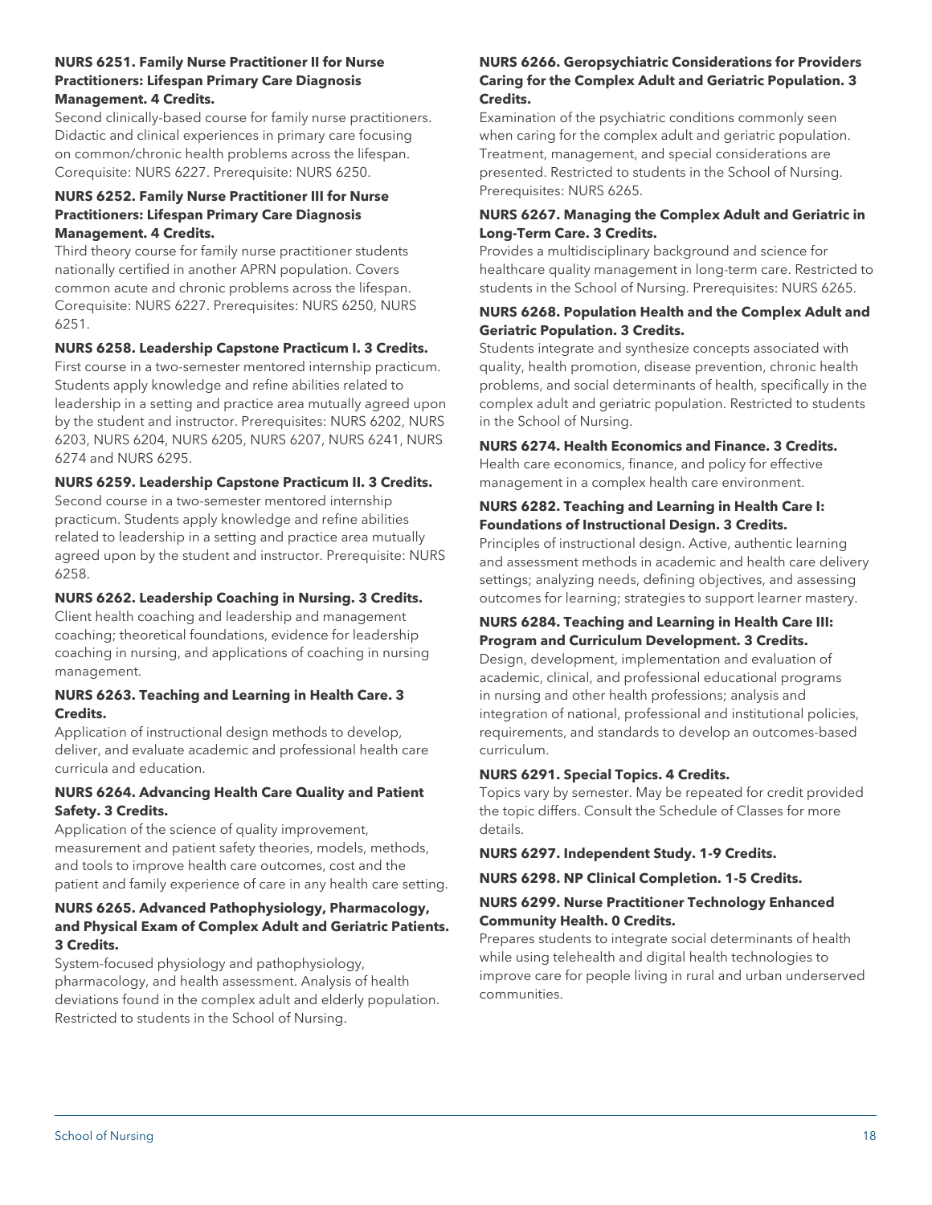**NURS 6251. Family Nurse Practitioner II for Nurse Practitioners: Lifespan Primary Care Diagnosis Management. 4 Credits.**

Second clinically-based course for family nurse practitioners. Didactic and clinical experiences in primary care focusing on common/chronic health problems across the lifespan. Corequisite: NURS 6227. Prerequisite: NURS 6250.

**NURS 6252. Family Nurse Practitioner III for Nurse Practitioners: Lifespan Primary Care Diagnosis Management. 4 Credits.**

Third theory course for family nurse practitioner students nationally certified in another APRN population. Covers common acute and chronic problems across the lifespan. Corequisite: NURS 6227. Prerequisites: NURS 6250, NURS 6251.

**NURS 6258. Leadership Capstone Practicum I. 3 Credits.**

First course in a two-semester mentored internship practicum. Students apply knowledge and refine abilities related to leadership in a setting and practice area mutually agreed upon by the student and instructor. Prerequisites: NURS 6202, NURS 6203, NURS 6204, NURS 6205, NURS 6207, NURS 6241, NURS 6274 and NURS 6295.

**NURS 6259. Leadership Capstone Practicum II. 3 Credits.**

Second course in a two-semester mentored internship practicum. Students apply knowledge and refine abilities related to leadership in a setting and practice area mutually agreed upon by the student and instructor. Prerequisite: NURS 6258.

**NURS 6262. Leadership Coaching in Nursing. 3 Credits.**

Client health coaching and leadership and management coaching; theoretical foundations, evidence for leadership coaching in nursing, and applications of coaching in nursing management.

**NURS 6263. Teaching and Learning in Health Care. 3 Credits.**

Application of instructional design methods to develop, deliver, and evaluate academic and professional health care curricula and education.

**NURS 6264. Advancing Health Care Quality and Patient Safety. 3 Credits.**

Application of the science of quality improvement, measurement and patient safety theories, models, methods, and tools to improve health care outcomes, cost and the patient and family experience of care in any health care setting.

**NURS 6265. Advanced Pathophysiology, Pharmacology, and Physical Exam of Complex Adult and Geriatric Patients. 3 Credits.**

System-focused physiology and pathophysiology, pharmacology, and health assessment. Analysis of health deviations found in the complex adult and elderly population. Restricted to students in the School of Nursing.

**NURS 6266. Geropsychiatric Considerations for Providers Caring for the Complex Adult and Geriatric Population. 3 Credits.**

Examination of the psychiatric conditions commonly seen when caring for the complex adult and geriatric population. Treatment, management, and special considerations are presented. Restricted to students in the School of Nursing. Prerequisites: NURS 6265.

**NURS 6267. Managing the Complex Adult and Geriatric in Long-Term Care. 3 Credits.**

Provides a multidisciplinary background and science for healthcare quality management in long-term care. Restricted to students in the School of Nursing. Prerequisites: NURS 6265.

**NURS 6268. Population Health and the Complex Adult and Geriatric Population. 3 Credits.**

Students integrate and synthesize concepts associated with quality, health promotion, disease prevention, chronic health problems, and social determinants of health, specifically in the complex adult and geriatric population. Restricted to students in the School of Nursing.

**NURS 6274. Health Economics and Finance. 3 Credits.**

Health care economics, finance, and policy for effective management in a complex health care environment.

**NURS 6282. Teaching and Learning in Health Care I: Foundations of Instructional Design. 3 Credits.**

Principles of instructional design. Active, authentic learning and assessment methods in academic and health care delivery settings; analyzing needs, defining objectives, and assessing outcomes for learning; strategies to support learner mastery.

**NURS 6284. Teaching and Learning in Health Care III: Program and Curriculum Development. 3 Credits.**

Design, development, implementation and evaluation of academic, clinical, and professional educational programs in nursing and other health professions; analysis and integration of national, professional and institutional policies, requirements, and standards to develop an outcomes-based curriculum.

**NURS 6291. Special Topics. 4 Credits.**

Topics vary by semester. May be repeated for credit provided the topic differs. Consult the Schedule of Classes for more details.

**NURS 6297. Independent Study. 1-9 Credits.**

**NURS 6298. NP Clinical Completion. 1-5 Credits.**

**NURS 6299. Nurse Practitioner Technology Enhanced Community Health. 0 Credits.**

Prepares students to integrate social determinants of health while using telehealth and digital health technologies to improve care for people living in rural and urban underserved communities.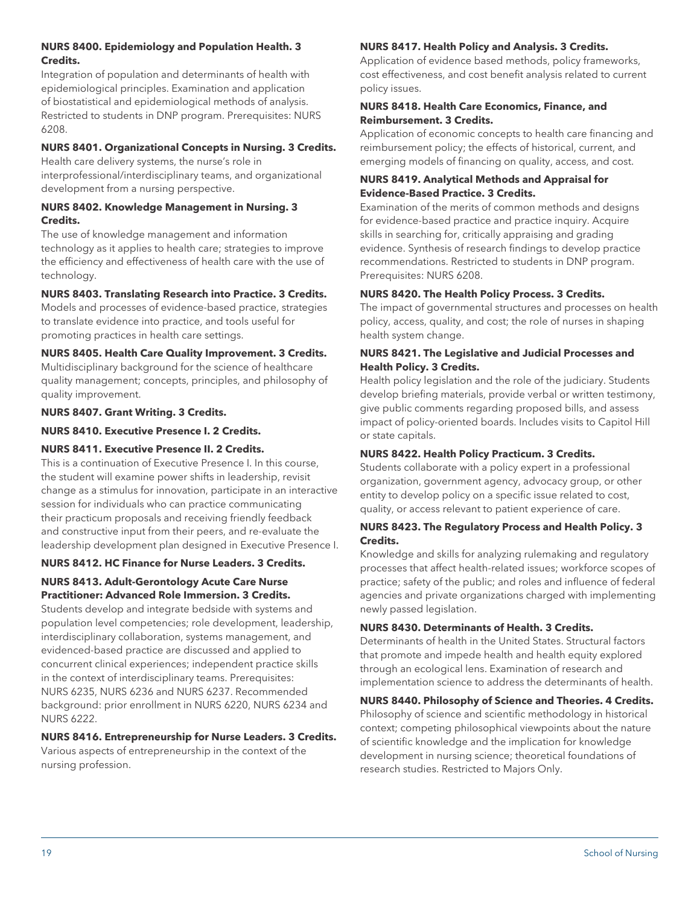**NURS 8400. Epidemiology and Population Health. 3 Credits.**

Integration of population and determinants of health with epidemiological principles. Examination and application of biostatistical and epidemiological methods of analysis. Restricted to students in DNP program. Prerequisites: NURS 6208.

**NURS 8401. Organizational Concepts in Nursing. 3 Credits.**

Health care delivery systems, the nurse's role in interprofessional/interdisciplinary teams, and organizational development from a nursing perspective.

**NURS 8402. Knowledge Management in Nursing. 3 Credits.**

The use of knowledge management and information technology as it applies to health care; strategies to improve the efficiency and effectiveness of health care with the use of technology.

**NURS 8403. Translating Research into Practice. 3 Credits.**

Models and processes of evidence-based practice, strategies to translate evidence into practice, and tools useful for promoting practices in health care settings.

**NURS 8405. Health Care Quality Improvement. 3 Credits.**

Multidisciplinary background for the science of healthcare quality management; concepts, principles, and philosophy of quality improvement.

**NURS 8407. Grant Writing. 3 Credits.**

**NURS 8410. Executive Presence I. 2 Credits.**

**NURS 8411. Executive Presence II. 2 Credits.**

This is a continuation of Executive Presence I. In this course, the student will examine power shifts in leadership, revisit change as a stimulus for innovation, participate in an interactive session for individuals who can practice communicating their practicum proposals and receiving friendly feedback and constructive input from their peers, and re-evaluate the leadership development plan designed in Executive Presence I.

**NURS 8412. HC Finance for Nurse Leaders. 3 Credits.**

**NURS 8413. Adult-Gerontology Acute Care Nurse Practitioner: Advanced Role Immersion. 3 Credits.**

Students develop and integrate bedside with systems and population level competencies; role development, leadership, interdisciplinary collaboration, systems management, and evidenced-based practice are discussed and applied to concurrent clinical experiences; independent practice skills in the context of interdisciplinary teams. Prerequisites: NURS 6235, NURS 6236 and NURS 6237. Recommended background: prior enrollment in NURS 6220, NURS 6234 and NURS 6222.

**NURS 8416. Entrepreneurship for Nurse Leaders. 3 Credits.**

Various aspects of entrepreneurship in the context of the nursing profession.

**NURS 8417. Health Policy and Analysis. 3 Credits.**

Application of evidence based methods, policy frameworks, cost effectiveness, and cost benefit analysis related to current policy issues.

**NURS 8418. Health Care Economics, Finance, and Reimbursement. 3 Credits.**

Application of economic concepts to health care financing and reimbursement policy; the effects of historical, current, and emerging models of financing on quality, access, and cost.

**NURS 8419. Analytical Methods and Appraisal for Evidence-Based Practice. 3 Credits.**

Examination of the merits of common methods and designs for evidence-based practice and practice inquiry. Acquire skills in searching for, critically appraising and grading evidence. Synthesis of research findings to develop practice recommendations. Restricted to students in DNP program. Prerequisites: NURS 6208.

**NURS 8420. The Health Policy Process. 3 Credits.**

The impact of governmental structures and processes on health policy, access, quality, and cost; the role of nurses in shaping health system change.

**NURS 8421. The Legislative and Judicial Processes and Health Policy. 3 Credits.**

Health policy legislation and the role of the judiciary. Students develop briefing materials, provide verbal or written testimony, give public comments regarding proposed bills, and assess impact of policy-oriented boards. Includes visits to Capitol Hill or state capitals.

**NURS 8422. Health Policy Practicum. 3 Credits.**

Students collaborate with a policy expert in a professional organization, government agency, advocacy group, or other entity to develop policy on a specific issue related to cost, quality, or access relevant to patient experience of care.

**NURS 8423. The Regulatory Process and Health Policy. 3 Credits.**

Knowledge and skills for analyzing rulemaking and regulatory processes that affect health-related issues; workforce scopes of practice; safety of the public; and roles and influence of federal agencies and private organizations charged with implementing newly passed legislation.

**NURS 8430. Determinants of Health. 3 Credits.**

Determinants of health in the United States. Structural factors that promote and impede health and health equity explored through an ecological lens. Examination of research and implementation science to address the determinants of health.

**NURS 8440. Philosophy of Science and Theories. 4 Credits.**

Philosophy of science and scientific methodology in historical context; competing philosophical viewpoints about the nature of scientific knowledge and the implication for knowledge development in nursing science; theoretical foundations of research studies. Restricted to Majors Only.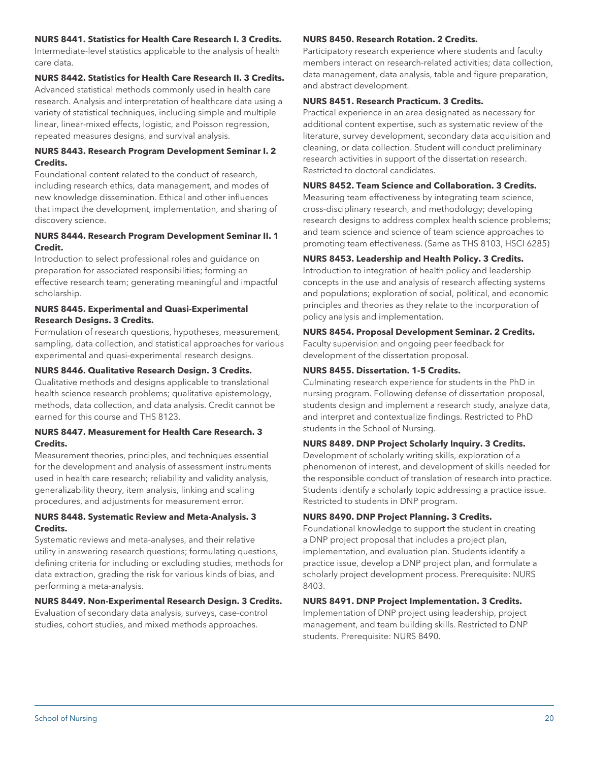**NURS 8441. Statistics for Health Care Research I. 3 Credits.**
Intermediate-level statistics applicable to the analysis of health care data.

**NURS 8442. Statistics for Health Care Research II. 3 Credits.**
Advanced statistical methods commonly used in health care research. Analysis and interpretation of healthcare data using a variety of statistical techniques, including simple and multiple linear, linear-mixed effects, logistic, and Poisson regression, repeated measures designs, and survival analysis.

**NURS 8443. Research Program Development Seminar I. 2 Credits.**
Foundational content related to the conduct of research, including research ethics, data management, and modes of new knowledge dissemination. Ethical and other influences that impact the development, implementation, and sharing of discovery science.

**NURS 8444. Research Program Development Seminar II. 1 Credit.**
Introduction to select professional roles and guidance on preparation for associated responsibilities; forming an effective research team; generating meaningful and impactful scholarship.

**NURS 8445. Experimental and Quasi-Experimental Research Designs. 3 Credits.**
Formulation of research questions, hypotheses, measurement, sampling, data collection, and statistical approaches for various experimental and quasi-experimental research designs.

**NURS 8446. Qualitative Research Design. 3 Credits.**
Qualitative methods and designs applicable to translational health science research problems; qualitative epistemology, methods, data collection, and data analysis. Credit cannot be earned for this course and THS 8123.

**NURS 8447. Measurement for Health Care Research. 3 Credits.**
Measurement theories, principles, and techniques essential for the development and analysis of assessment instruments used in health care research; reliability and validity analysis, generalizability theory, item analysis, linking and scaling procedures, and adjustments for measurement error.

**NURS 8448. Systematic Review and Meta-Analysis. 3 Credits.**
Systematic reviews and meta-analyses, and their relative utility in answering research questions; formulating questions, defining criteria for including or excluding studies, methods for data extraction, grading the risk for various kinds of bias, and performing a meta-analysis.

**NURS 8449. Non-Experimental Research Design. 3 Credits.**
Evaluation of secondary data analysis, surveys, case-control studies, cohort studies, and mixed methods approaches.

**NURS 8450. Research Rotation. 2 Credits.**
Participatory research experience where students and faculty members interact on research-related activities; data collection, data management, data analysis, table and figure preparation, and abstract development.

**NURS 8451. Research Practicum. 3 Credits.**
Practical experience in an area designated as necessary for additional content expertise, such as systematic review of the literature, survey development, secondary data acquisition and cleaning, or data collection. Student will conduct preliminary research activities in support of the dissertation research. Restricted to doctoral candidates.

**NURS 8452. Team Science and Collaboration. 3 Credits.**
Measuring team effectiveness by integrating team science, cross-disciplinary research, and methodology; developing research designs to address complex health science problems; and team science and science of team science approaches to promoting team effectiveness. (Same as THS 8103, HSCI 6285)

**NURS 8453. Leadership and Health Policy. 3 Credits.**
Introduction to integration of health policy and leadership concepts in the use and analysis of research affecting systems and populations; exploration of social, political, and economic principles and theories as they relate to the incorporation of policy analysis and implementation.

**NURS 8454. Proposal Development Seminar. 2 Credits.**
Faculty supervision and ongoing peer feedback for development of the dissertation proposal.

**NURS 8455. Dissertation. 1-5 Credits.**
Culminating research experience for students in the PhD in nursing program. Following defense of dissertation proposal, students design and implement a research study, analyze data, and interpret and contextualize findings. Restricted to PhD students in the School of Nursing.

**NURS 8489. DNP Project Scholarly Inquiry. 3 Credits.**
Development of scholarly writing skills, exploration of a phenomenon of interest, and development of skills needed for the responsible conduct of translation of research into practice. Students identify a scholarly topic addressing a practice issue. Restricted to students in DNP program.

**NURS 8490. DNP Project Planning. 3 Credits.**
Foundational knowledge to support the student in creating a DNP project proposal that includes a project plan, implementation, and evaluation plan. Students identify a practice issue, develop a DNP project plan, and formulate a scholarly project development process. Prerequisite: NURS 8403.

**NURS 8491. DNP Project Implementation. 3 Credits.**
Implementation of DNP project using leadership, project management, and team building skills. Restricted to DNP students. Prerequisite: NURS 8490.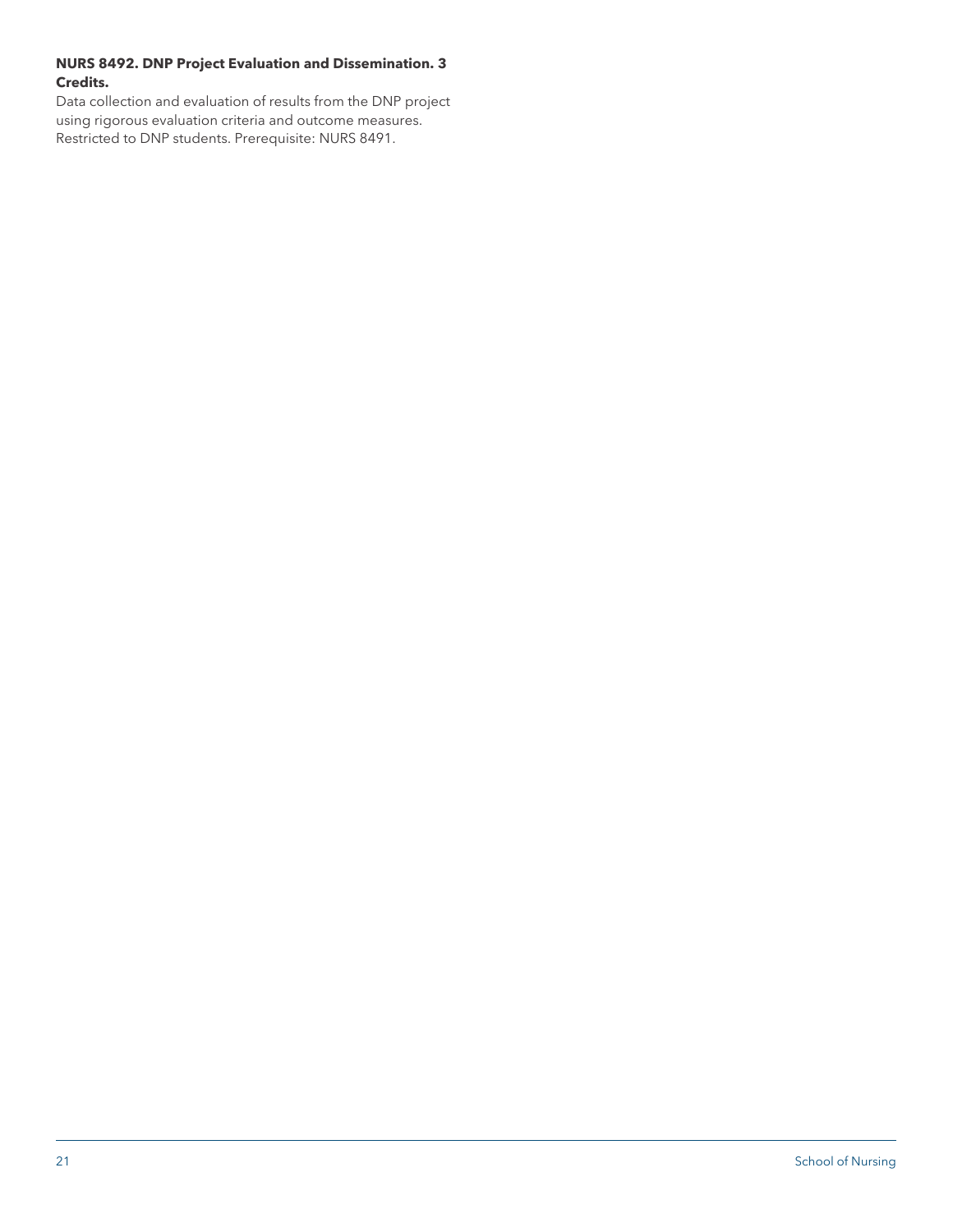**NURS 8492. DNP Project Evaluation and Dissemination. 3 Credits.**

Data collection and evaluation of results from the DNP project using rigorous evaluation criteria and outcome measures. Restricted to DNP students. Prerequisite: NURS 8491.